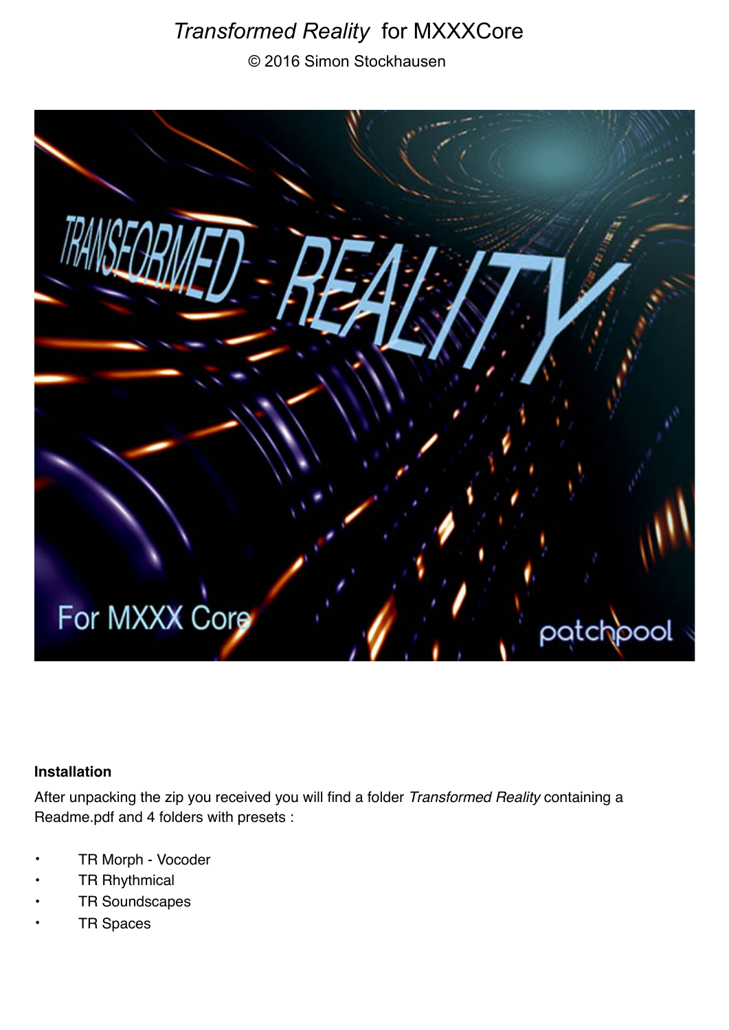# *Transformed Reality* for MXXXCore

© 2016 Simon Stockhausen

### Installation

After unpacking the zip you received you will find a folder *Transformed Reality* containing a Readme.pdf and 4 folders with presets :

- TR Morph - Vocoder
- TR Rhythmical
- TR Soundscapes
- TR Spaces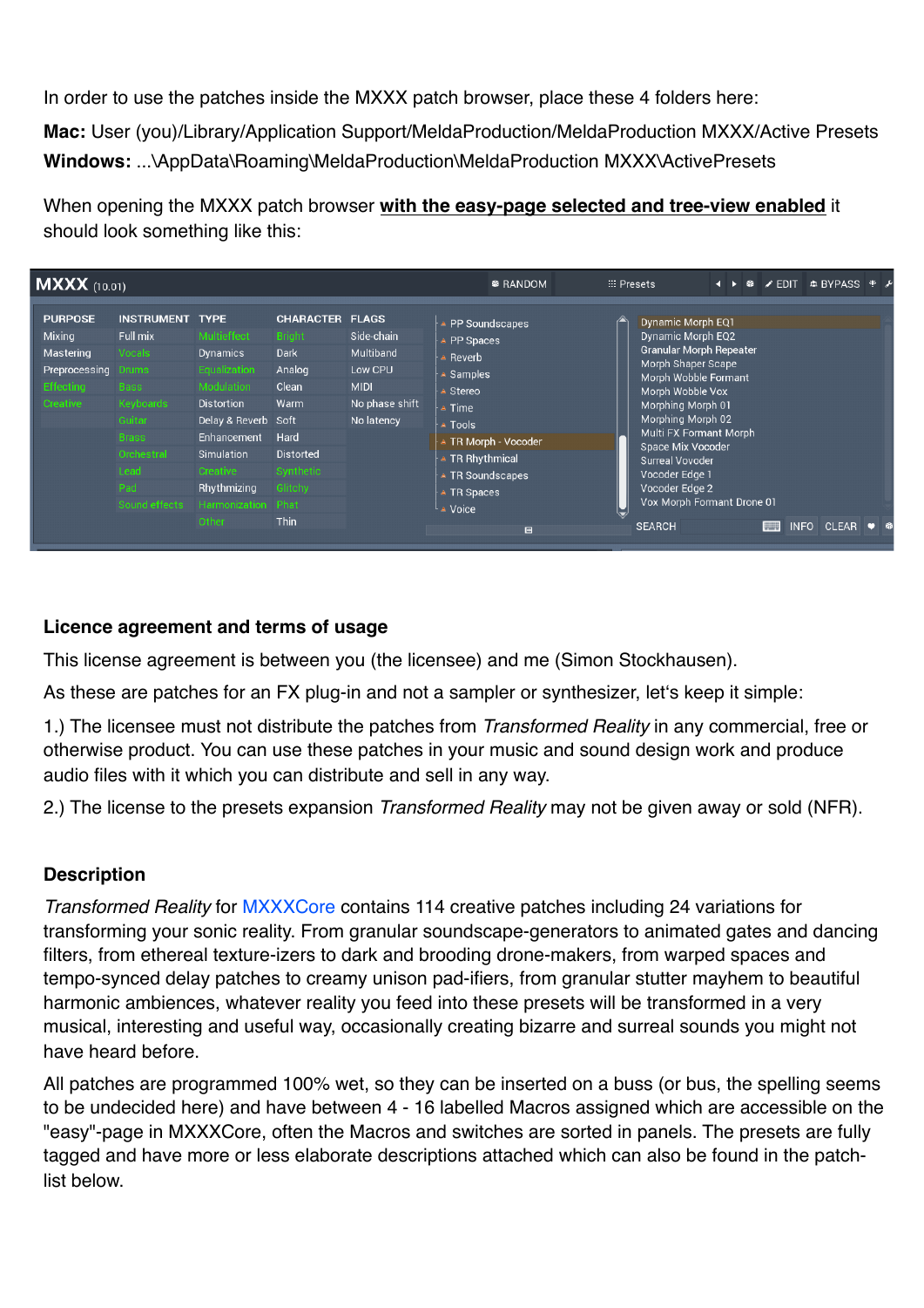In order to use the patches inside the MXXX patch browser, place these 4 folders here:

**Mac:** User (you)/Library/Application Support/MeldaProduction/MeldaProduction MXXX/Active Presets

**Windows:** ...\AppData\Roaming\MeldaProduction\MeldaProduction MXXX\ActivePresets

When opening the MXXX patch browser **with the easy-page selected and tree-view enabled** it should look something like this:

## Licence agreement and terms of usage

This license agreement is between you (the licensee) and me (Simon Stockhausen).

As these are patches for an FX plug-in and not a sampler or synthesizer, let's keep it simple:

1.) The licensee must not distribute the patches from *Transformed Reality* in any commercial, free or otherwise product. You can use these patches in your music and sound design work and produce audio files with it which you can distribute and sell in any way.

2.) The license to the presets expansion *Transformed Reality* may not be given away or sold (NFR).

## Description

*Transformed Reality* for MXXXCore contains 114 creative patches including 24 variations for transforming your sonic reality. From granular soundscape-generators to animated gates and dancing filters, from ethereal texture-izers to dark and brooding drone-makers, from warped spaces and tempo-synced delay patches to creamy unison pad-ifiers, from granular stutter mayhem to beautiful harmonic ambiences, whatever reality you feed into these presets will be transformed in a very musical, interesting and useful way, occasionally creating bizarre and surreal sounds you might not have heard before.

All patches are programmed 100% wet, so they can be inserted on a buss (or bus, the spelling seems to be undecided here) and have between 4 - 16 labelled Macros assigned which are accessible on the "easy"-page in MXXXCore, often the Macros and switches are sorted in panels. The presets are fully tagged and have more or less elaborate descriptions attached which can also be found in the patch-list below.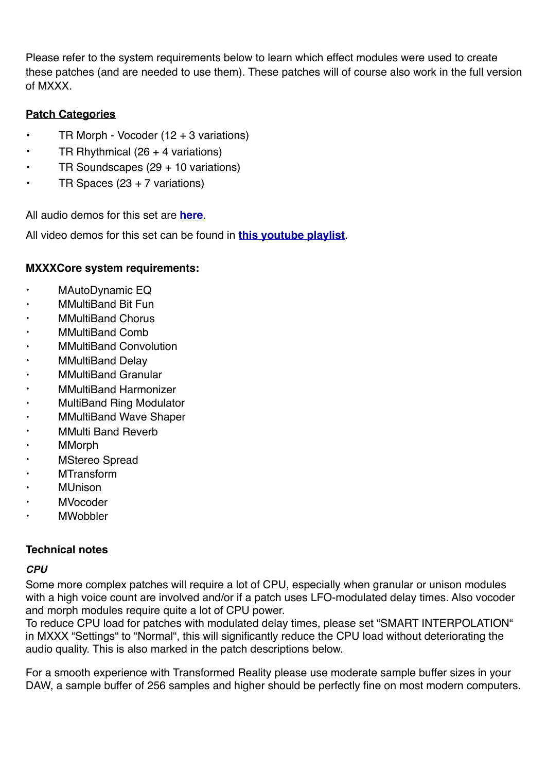Please refer to the system requirements below to learn which effect modules were used to create these patches (and are needed to use them). These patches will of course also work in the full version of MXXX.

**Patch Categories**

- TR Morph - Vocoder (12 + 3 variations)
- TR Rhythmical (26 + 4 variations)
- TR Soundscapes (29 + 10 variations)
- TR Spaces (23 + 7 variations)

All audio demos for this set are **here**.

All video demos for this set can be found in **this youtube playlist**.

**MXXXCore system requirements:**

- MAutoDynamic EQ
- MMultiBand Bit Fun
- MMultiBand Chorus
- MMultiBand Comb
- MMultiBand Convolution
- MMultiBand Delay
- MMultiBand Granular
- MMultiBand Harmonizer
- MultiBand Ring Modulator
- MMultiBand Wave Shaper
- MMulti Band Reverb
- MMorph
- MStereo Spread
- MTransform
- MUnison
- MVocoder
- MWobbler

**Technical notes**

***CPU***

Some more complex patches will require a lot of CPU, especially when granular or unison modules with a high voice count are involved and/or if a patch uses LFO-modulated delay times. Also vocoder and morph modules require quite a lot of CPU power.

To reduce CPU load for patches with modulated delay times, please set "SMART INTERPOLATION" in MXXX "Settings" to "Normal", this will significantly reduce the CPU load without deteriorating the audio quality. This is also marked in the patch descriptions below.

For a smooth experience with Transformed Reality please use moderate sample buffer sizes in your DAW, a sample buffer of 256 samples and higher should be perfectly fine on most modern computers.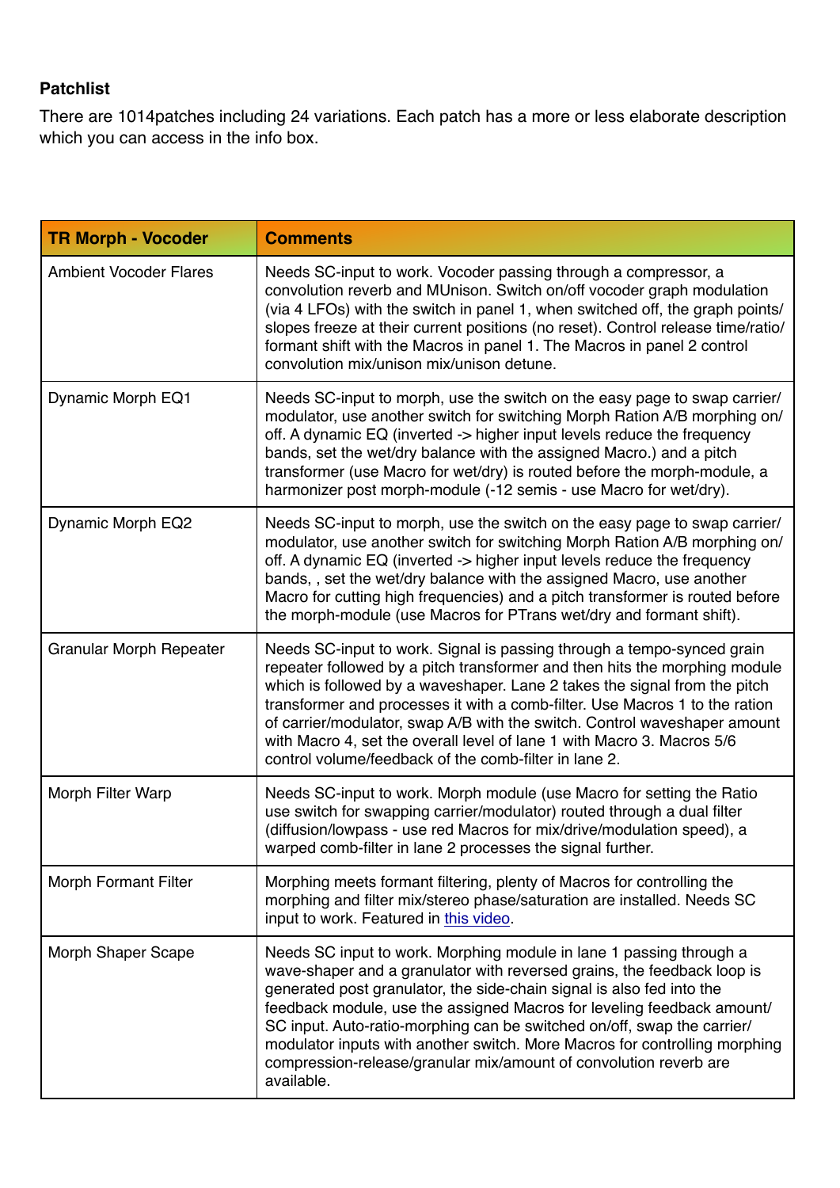**Patchlist**

There are 1014patches including 24 variations. Each patch has a more or less elaborate description which you can access in the info box.

| **TR Morph - Vocoder** | **Comments** |
|---|---|
| Ambient Vocoder Flares | Needs SC-input to work. Vocoder passing through a compressor, a convolution reverb and MUnison. Switch on/off vocoder graph modulation (via 4 LFOs) with the switch in panel 1, when switched off, the graph points/slopes freeze at their current positions (no reset). Control release time/ratio/formant shift with the Macros in panel 1. The Macros in panel 2 control convolution mix/unison mix/unison detune. |
| Dynamic Morph EQ1 | Needs SC-input to morph, use the switch on the easy page to swap carrier/modulator, use another switch for switching Morph Ration A/B morphing on/off. A dynamic EQ (inverted -> higher input levels reduce the frequency bands, set the wet/dry balance with the assigned Macro.) and a pitch transformer (use Macro for wet/dry) is routed before the morph-module, a harmonizer post morph-module (-12 semis - use Macro for wet/dry). |
| Dynamic Morph EQ2 | Needs SC-input to morph, use the switch on the easy page to swap carrier/modulator, use another switch for switching Morph Ration A/B morphing on/off. A dynamic EQ (inverted -> higher input levels reduce the frequency bands, , set the wet/dry balance with the assigned Macro, use another Macro for cutting high frequencies) and a pitch transformer is routed before the morph-module (use Macros for PTrans wet/dry and formant shift). |
| Granular Morph Repeater | Needs SC-input to work. Signal is passing through a tempo-synced grain repeater followed by a pitch transformer and then hits the morphing module which is followed by a waveshaper. Lane 2 takes the signal from the pitch transformer and processes it with a comb-filter. Use Macros 1 to the ration of carrier/modulator, swap A/B with the switch. Control waveshaper amount with Macro 4, set the overall level of lane 1 with Macro 3. Macros 5/6 control volume/feedback of the comb-filter in lane 2. |
| Morph Filter Warp | Needs SC-input to work. Morph module (use Macro for setting the Ratio use switch for swapping carrier/modulator) routed through a dual filter (diffusion/lowpass - use red Macros for mix/drive/modulation speed), a warped comb-filter in lane 2 processes the signal further. |
| Morph Formant Filter | Morphing meets formant filtering, plenty of Macros for controlling the morphing and filter mix/stereo phase/saturation are installed. Needs SC input to work. Featured in this video. |
| Morph Shaper Scape | Needs SC input to work. Morphing module in lane 1 passing through a wave-shaper and a granulator with reversed grains, the feedback loop is generated post granulator, the side-chain signal is also fed into the feedback module, use the assigned Macros for leveling feedback amount/SC input. Auto-ratio-morphing can be switched on/off, swap the carrier/modulator inputs with another switch. More Macros for controlling morphing compression-release/granular mix/amount of convolution reverb are available. |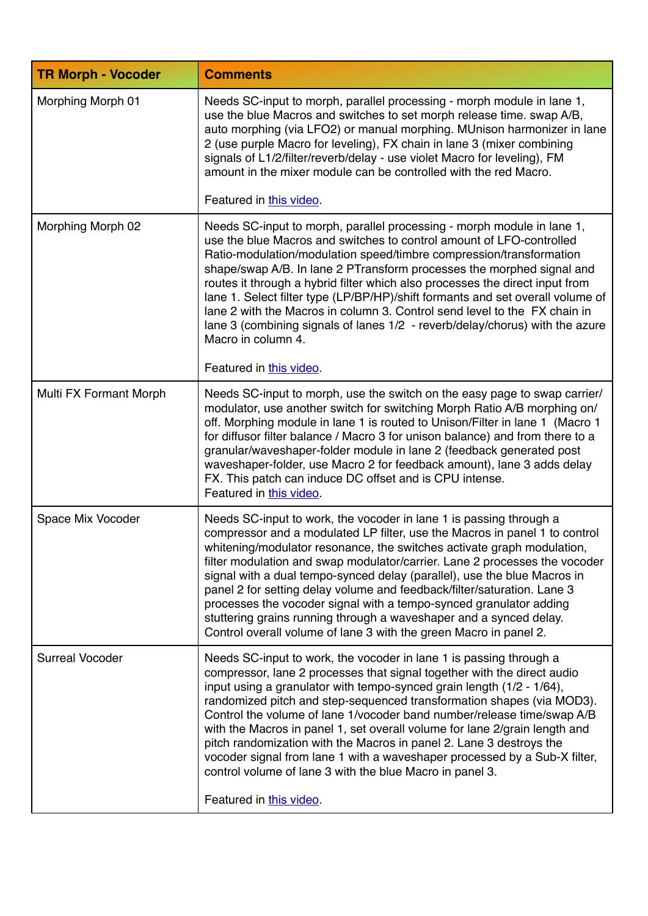| TR Morph - Vocoder | Comments |
|---|---|
| Morphing Morph 01 | Needs SC-input to morph, parallel processing - morph module in lane 1, use the blue Macros and switches to set morph release time. swap A/B, auto morphing (via LFO2) or manual morphing. MUnison harmonizer in lane 2 (use purple Macro for leveling), FX chain in lane 3 (mixer combining signals of L1/2/filter/reverb/delay - use violet Macro for leveling), FM amount in the mixer module can be controlled with the red Macro.<br><br>Featured in this video. |
| Morphing Morph 02 | Needs SC-input to morph, parallel processing - morph module in lane 1, use the blue Macros and switches to control amount of LFO-controlled Ratio-modulation/modulation speed/timbre compression/transformation shape/swap A/B. In lane 2 PTransform processes the morphed signal and routes it through a hybrid filter which also processes the direct input from lane 1. Select filter type (LP/BP/HP)/shift formants and set overall volume of lane 2 with the Macros in column 3. Control send level to the FX chain in lane 3 (combining signals of lanes 1/2 - reverb/delay/chorus) with the azure Macro in column 4.<br><br>Featured in this video. |
| Multi FX Formant Morph | Needs SC-input to morph, use the switch on the easy page to swap carrier/modulator, use another switch for switching Morph Ratio A/B morphing on/off. Morphing module in lane 1 is routed to Unison/Filter in lane 1 (Macro 1 for diffusor filter balance / Macro 3 for unison balance) and from there to a granular/waveshaper-folder module in lane 2 (feedback generated post waveshaper-folder, use Macro 2 for feedback amount), lane 3 adds delay FX. This patch can induce DC offset and is CPU intense.<br>Featured in this video. |
| Space Mix Vocoder | Needs SC-input to work, the vocoder in lane 1 is passing through a compressor and a modulated LP filter, use the Macros in panel 1 to control whitening/modulator resonance, the switches activate graph modulation, filter modulation and swap modulator/carrier. Lane 2 processes the vocoder signal with a dual tempo-synced delay (parallel), use the blue Macros in panel 2 for setting delay volume and feedback/filter/saturation. Lane 3 processes the vocoder signal with a tempo-synced granulator adding stuttering grains running through a waveshaper and a synced delay. Control overall volume of lane 3 with the green Macro in panel 2. |
| Surreal Vocoder | Needs SC-input to work, the vocoder in lane 1 is passing through a compressor, lane 2 processes that signal together with the direct audio input using a granulator with tempo-synced grain length (1/2 - 1/64), randomized pitch and step-sequenced transformation shapes (via MOD3). Control the volume of lane 1/vocoder band number/release time/swap A/B with the Macros in panel 1, set overall volume for lane 2/grain length and pitch randomization with the Macros in panel 2. Lane 3 destroys the vocoder signal from lane 1 with a waveshaper processed by a Sub-X filter, control volume of lane 3 with the blue Macro in panel 3.<br><br>Featured in this video. |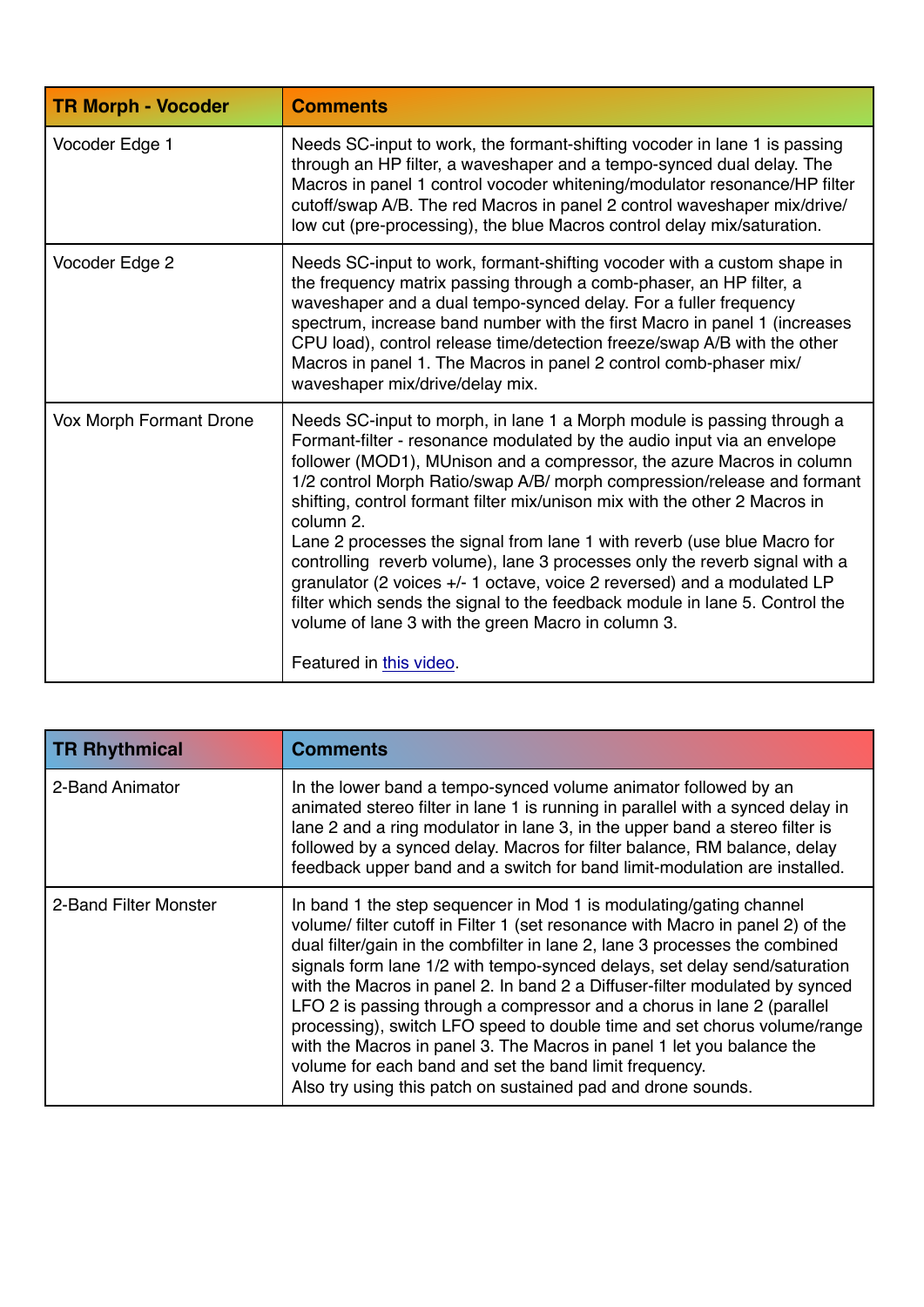| TR Morph - Vocoder | Comments |
| --- | --- |
| Vocoder Edge 1 | Needs SC-input to work, the formant-shifting vocoder in lane 1 is passing through an HP filter, a waveshaper and a tempo-synced dual delay. The Macros in panel 1 control vocoder whitening/modulator resonance/HP filter cutoff/swap A/B. The red Macros in panel 2 control waveshaper mix/drive/ low cut (pre-processing), the blue Macros control delay mix/saturation. |
| Vocoder Edge 2 | Needs SC-input to work, formant-shifting vocoder with a custom shape in the frequency matrix passing through a comb-phaser, an HP filter, a waveshaper and a dual tempo-synced delay. For a fuller frequency spectrum, increase band number with the first Macro in panel 1 (increases CPU load), control release time/detection freeze/swap A/B with the other Macros in panel 1. The Macros in panel 2 control comb-phaser mix/ waveshaper mix/drive/delay mix. |
| Vox Morph Formant Drone | Needs SC-input to morph, in lane 1 a Morph module is passing through a Formant-filter - resonance modulated by the audio input via an envelope follower (MOD1), MUnison and a compressor, the azure Macros in column 1/2 control Morph Ratio/swap A/B/ morph compression/release and formant shifting, control formant filter mix/unison mix with the other 2 Macros in column 2.<br>Lane 2 processes the signal from lane 1 with reverb (use blue Macro for controlling reverb volume), lane 3 processes only the reverb signal with a granulator (2 voices +/- 1 octave, voice 2 reversed) and a modulated LP filter which sends the signal to the feedback module in lane 5. Control the volume of lane 3 with the green Macro in column 3.<br><br>Featured in this video. |

| TR Rhythmical | Comments |
| --- | --- |
| 2-Band Animator | In the lower band a tempo-synced volume animator followed by an animated stereo filter in lane 1 is running in parallel with a synced delay in lane 2 and a ring modulator in lane 3, in the upper band a stereo filter is followed by a synced delay. Macros for filter balance, RM balance, delay feedback upper band and a switch for band limit-modulation are installed. |
| 2-Band Filter Monster | In band 1 the step sequencer in Mod 1 is modulating/gating channel volume/ filter cutoff in Filter 1 (set resonance with Macro in panel 2) of the dual filter/gain in the combfilter in lane 2, lane 3 processes the combined signals form lane 1/2 with tempo-synced delays, set delay send/saturation with the Macros in panel 2. In band 2 a Diffuser-filter modulated by synced LFO 2 is passing through a compressor and a chorus in lane 2 (parallel processing), switch LFO speed to double time and set chorus volume/range with the Macros in panel 3. The Macros in panel 1 let you balance the volume for each band and set the band limit frequency.<br>Also try using this patch on sustained pad and drone sounds. |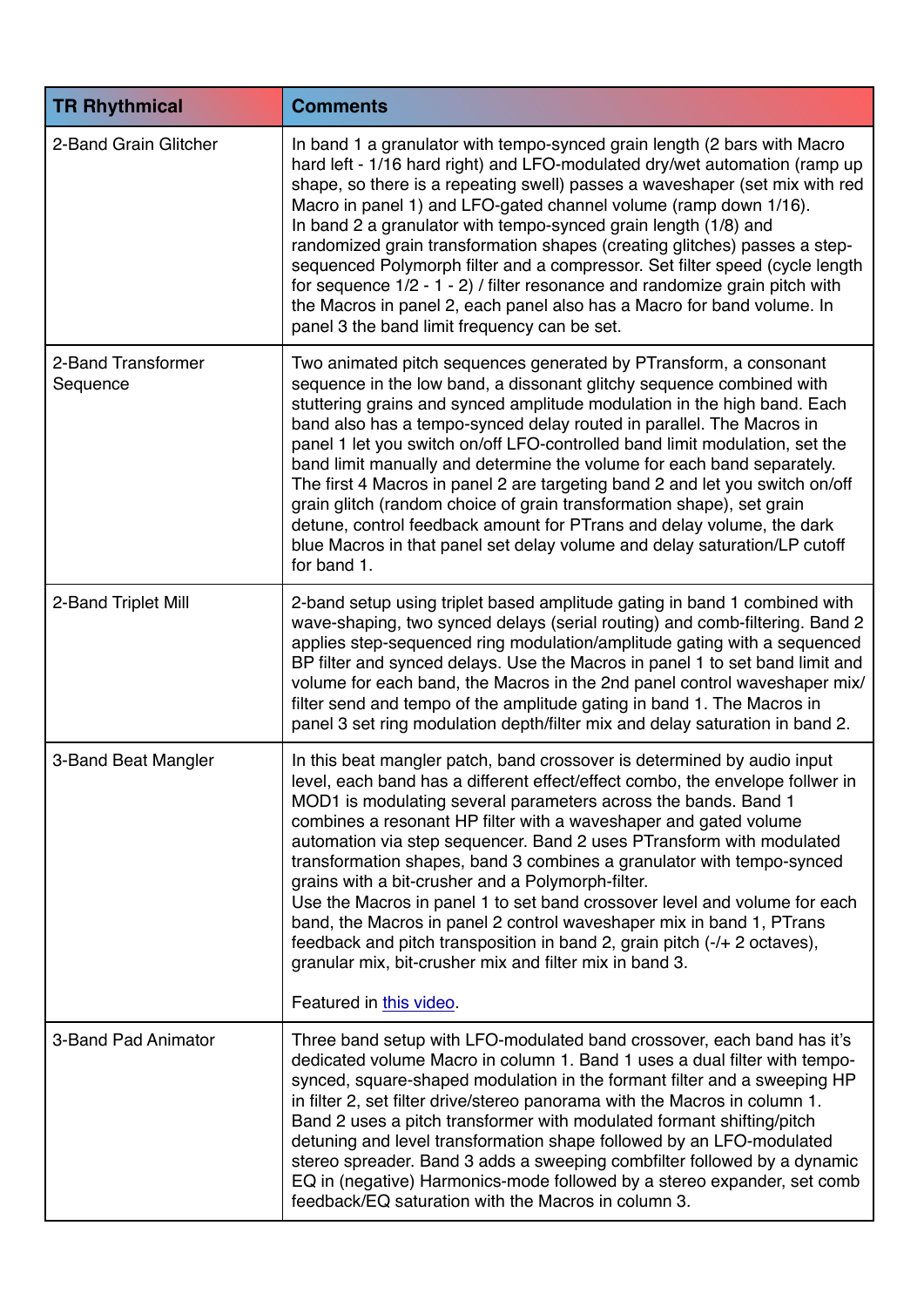| TR Rhythmical | Comments |
|---|---|
| 2-Band Grain Glitcher | In band 1 a granulator with tempo-synced grain length (2 bars with Macro hard left - 1/16 hard right) and LFO-modulated dry/wet automation (ramp up shape, so there is a repeating swell) passes a waveshaper (set mix with red Macro in panel 1) and LFO-gated channel volume (ramp down 1/16).<br>In band 2 a granulator with tempo-synced grain length (1/8) and randomized grain transformation shapes (creating glitches) passes a step-sequenced Polymorph filter and a compressor. Set filter speed (cycle length for sequence 1/2 - 1 - 2) / filter resonance and randomize grain pitch with the Macros in panel 2, each panel also has a Macro for band volume. In panel 3 the band limit frequency can be set. |
| 2-Band Transformer Sequence | Two animated pitch sequences generated by PTransform, a consonant sequence in the low band, a dissonant glitchy sequence combined with stuttering grains and synced amplitude modulation in the high band. Each band also has a tempo-synced delay routed in parallel. The Macros in panel 1 let you switch on/off LFO-controlled band limit modulation, set the band limit manually and determine the volume for each band separately. The first 4 Macros in panel 2 are targeting band 2 and let you switch on/off grain glitch (random choice of grain transformation shape), set grain detune, control feedback amount for PTrans and delay volume, the dark blue Macros in that panel set delay volume and delay saturation/LP cutoff for band 1. |
| 2-Band Triplet Mill | 2-band setup using triplet based amplitude gating in band 1 combined with wave-shaping, two synced delays (serial routing) and comb-filtering. Band 2 applies step-sequenced ring modulation/amplitude gating with a sequenced BP filter and synced delays. Use the Macros in panel 1 to set band limit and volume for each band, the Macros in the 2nd panel control waveshaper mix/ filter send and tempo of the amplitude gating in band 1. The Macros in panel 3 set ring modulation depth/filter mix and delay saturation in band 2. |
| 3-Band Beat Mangler | In this beat mangler patch, band crossover is determined by audio input level, each band has a different effect/effect combo, the envelope follwer in MOD1 is modulating several parameters across the bands. Band 1 combines a resonant HP filter with a waveshaper and gated volume automation via step sequencer. Band 2 uses PTransform with modulated transformation shapes, band 3 combines a granulator with tempo-synced grains with a bit-crusher and a Polymorph-filter.<br>Use the Macros in panel 1 to set band crossover level and volume for each band, the Macros in panel 2 control waveshaper mix in band 1, PTrans feedback and pitch transposition in band 2, grain pitch (-/+ 2 octaves), granular mix, bit-crusher mix and filter mix in band 3.<br><br>Featured in this video. |
| 3-Band Pad Animator | Three band setup with LFO-modulated band crossover, each band has it's dedicated volume Macro in column 1. Band 1 uses a dual filter with tempo-synced, square-shaped modulation in the formant filter and a sweeping HP in filter 2, set filter drive/stereo panorama with the Macros in column 1. Band 2 uses a pitch transformer with modulated formant shifting/pitch detuning and level transformation shape followed by an LFO-modulated stereo spreader. Band 3 adds a sweeping combfilter followed by a dynamic EQ in (negative) Harmonics-mode followed by a stereo expander, set comb feedback/EQ saturation with the Macros in column 3. |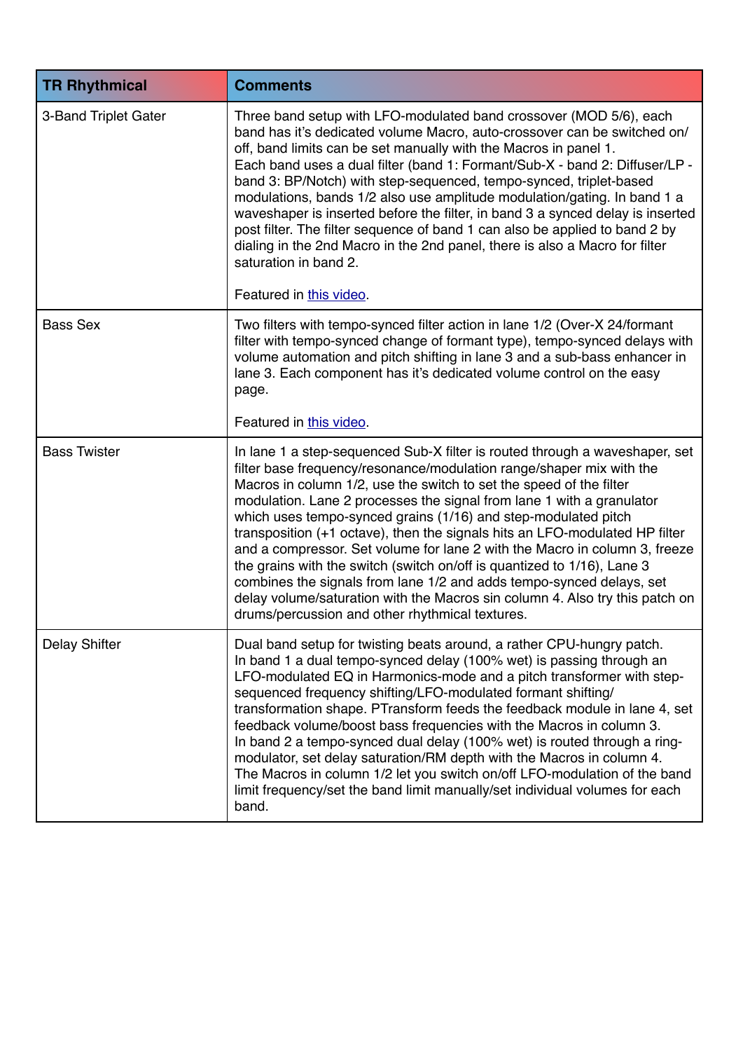| TR Rhythmical | Comments |
| --- | --- |
| 3-Band Triplet Gater | Three band setup with LFO-modulated band crossover (MOD 5/6), each band has it's dedicated volume Macro, auto-crossover can be switched on/off, band limits can be set manually with the Macros in panel 1.<br>Each band uses a dual filter (band 1: Formant/Sub-X - band 2: Diffuser/LP - band 3: BP/Notch) with step-sequenced, tempo-synced, triplet-based modulations, bands 1/2 also use amplitude modulation/gating. In band 1 a waveshaper is inserted before the filter, in band 3 a synced delay is inserted post filter. The filter sequence of band 1 can also be applied to band 2 by dialing in the 2nd Macro in the 2nd panel, there is also a Macro for filter saturation in band 2.<br><br>Featured in this video. |
| Bass Sex | Two filters with tempo-synced filter action in lane 1/2 (Over-X 24/formant filter with tempo-synced change of formant type), tempo-synced delays with volume automation and pitch shifting in lane 3 and a sub-bass enhancer in lane 3. Each component has it's dedicated volume control on the easy page.<br><br>Featured in this video. |
| Bass Twister | In lane 1 a step-sequenced Sub-X filter is routed through a waveshaper, set filter base frequency/resonance/modulation range/shaper mix with the Macros in column 1/2, use the switch to set the speed of the filter modulation. Lane 2 processes the signal from lane 1 with a granulator which uses tempo-synced grains (1/16) and step-modulated pitch transposition (+1 octave), then the signals hits an LFO-modulated HP filter and a compressor. Set volume for lane 2 with the Macro in column 3, freeze the grains with the switch (switch on/off is quantized to 1/16), Lane 3 combines the signals from lane 1/2 and adds tempo-synced delays, set delay volume/saturation with the Macros sin column 4. Also try this patch on drums/percussion and other rhythmical textures. |
| Delay Shifter | Dual band setup for twisting beats around, a rather CPU-hungry patch.<br>In band 1 a dual tempo-synced delay (100% wet) is passing through an LFO-modulated EQ in Harmonics-mode and a pitch transformer with step-sequenced frequency shifting/LFO-modulated formant shifting/transformation shape. PTransform feeds the feedback module in lane 4, set feedback volume/boost bass frequencies with the Macros in column 3.<br>In band 2 a tempo-synced dual delay (100% wet) is routed through a ring-modulator, set delay saturation/RM depth with the Macros in column 4.<br>The Macros in column 1/2 let you switch on/off LFO-modulation of the band limit frequency/set the band limit manually/set individual volumes for each band. |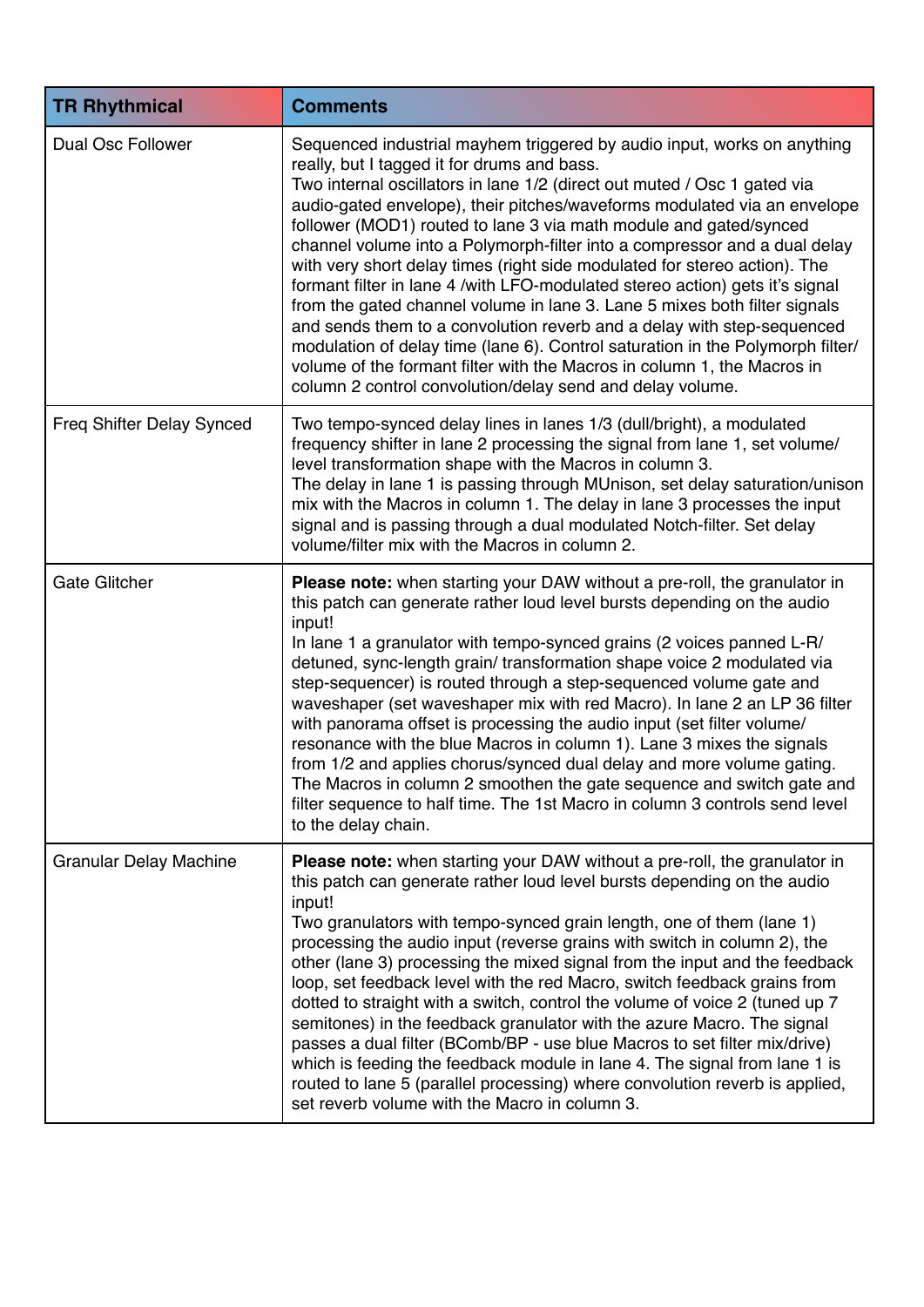| TR Rhythmical | Comments |
|---|---|
| Dual Osc Follower | Sequenced industrial mayhem triggered by audio input, works on anything really, but I tagged it for drums and bass.<br>Two internal oscillators in lane 1/2 (direct out muted / Osc 1 gated via audio-gated envelope), their pitches/waveforms modulated via an envelope follower (MOD1) routed to lane 3 via math module and gated/synced channel volume into a Polymorph-filter into a compressor and a dual delay with very short delay times (right side modulated for stereo action). The formant filter in lane 4 /with LFO-modulated stereo action) gets it's signal from the gated channel volume in lane 3. Lane 5 mixes both filter signals and sends them to a convolution reverb and a delay with step-sequenced modulation of delay time (lane 6). Control saturation in the Polymorph filter/ volume of the formant filter with the Macros in column 1, the Macros in column 2 control convolution/delay send and delay volume. |
| Freq Shifter Delay Synced | Two tempo-synced delay lines in lanes 1/3 (dull/bright), a modulated frequency shifter in lane 2 processing the signal from lane 1, set volume/ level transformation shape with the Macros in column 3.<br>The delay in lane 1 is passing through MUnison, set delay saturation/unison mix with the Macros in column 1. The delay in lane 3 processes the input signal and is passing through a dual modulated Notch-filter. Set delay volume/filter mix with the Macros in column 2. |
| Gate Glitcher | **Please note:** when starting your DAW without a pre-roll, the granulator in this patch can generate rather loud level bursts depending on the audio input!<br>In lane 1 a granulator with tempo-synced grains (2 voices panned L-R/ detuned, sync-length grain/ transformation shape voice 2 modulated via step-sequencer) is routed through a step-sequenced volume gate and waveshaper (set waveshaper mix with red Macro). In lane 2 an LP 36 filter with panorama offset is processing the audio input (set filter volume/ resonance with the blue Macros in column 1). Lane 3 mixes the signals from 1/2 and applies chorus/synced dual delay and more volume gating. The Macros in column 2 smoothen the gate sequence and switch gate and filter sequence to half time. The 1st Macro in column 3 controls send level to the delay chain. |
| Granular Delay Machine | **Please note:** when starting your DAW without a pre-roll, the granulator in this patch can generate rather loud level bursts depending on the audio input!<br>Two granulators with tempo-synced grain length, one of them (lane 1) processing the audio input (reverse grains with switch in column 2), the other (lane 3) processing the mixed signal from the input and the feedback loop, set feedback level with the red Macro, switch feedback grains from dotted to straight with a switch, control the volume of voice 2 (tuned up 7 semitones) in the feedback granulator with the azure Macro. The signal passes a dual filter (BComb/BP - use blue Macros to set filter mix/drive) which is feeding the feedback module in lane 4. The signal from lane 1 is routed to lane 5 (parallel processing) where convolution reverb is applied, set reverb volume with the Macro in column 3. |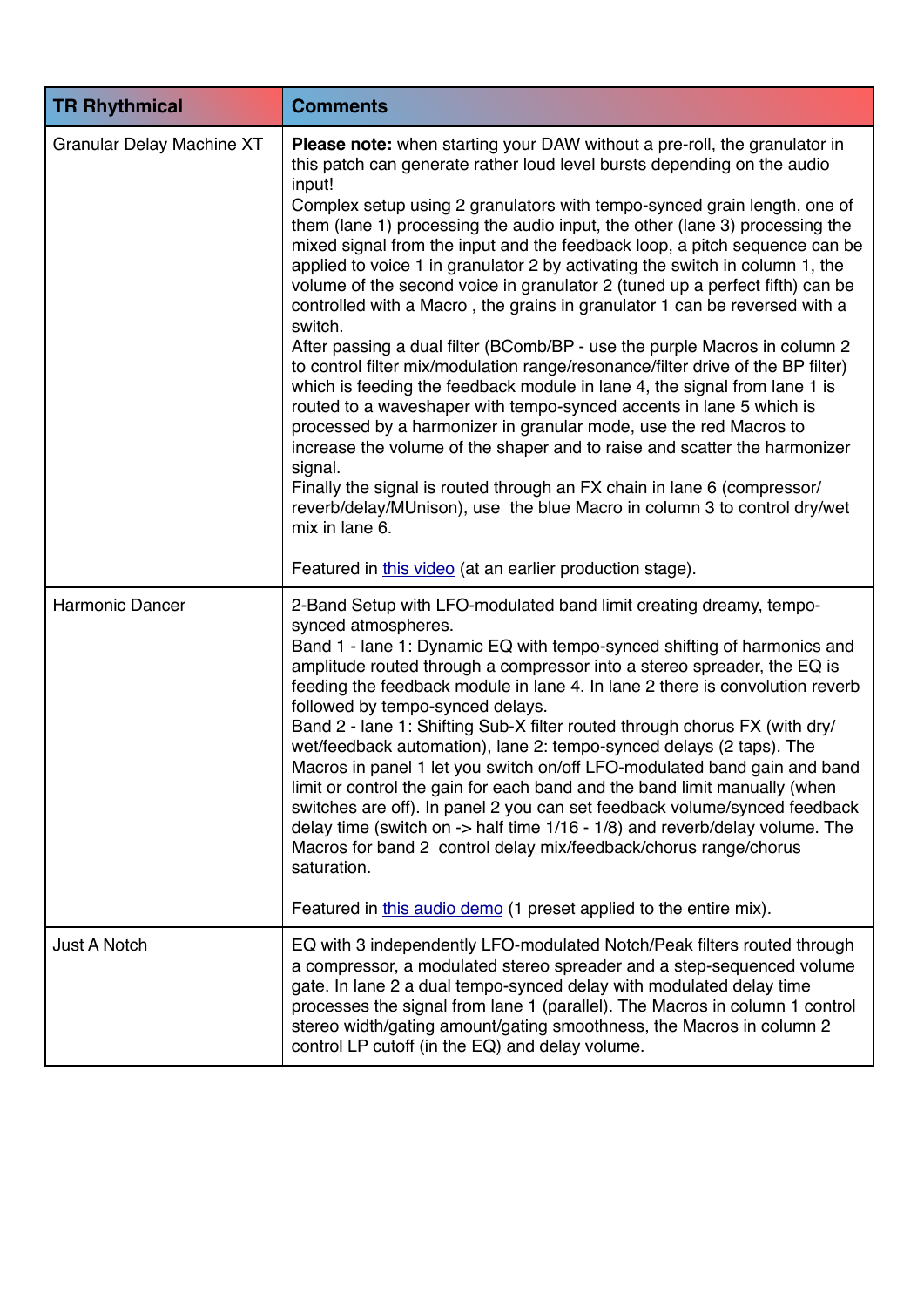| TR Rhythmical | Comments |
|---|---|
| Granular Delay Machine XT | **Please note:** when starting your DAW without a pre-roll, the granulator in this patch can generate rather loud level bursts depending on the audio input!<br>Complex setup using 2 granulators with tempo-synced grain length, one of them (lane 1) processing the audio input, the other (lane 3) processing the mixed signal from the input and the feedback loop, a pitch sequence can be applied to voice 1 in granulator 2 by activating the switch in column 1, the volume of the second voice in granulator 2 (tuned up a perfect fifth) can be controlled with a Macro , the grains in granulator 1 can be reversed with a switch.<br>After passing a dual filter (BComb/BP - use the purple Macros in column 2 to control filter mix/modulation range/resonance/filter drive of the BP filter) which is feeding the feedback module in lane 4, the signal from lane 1 is routed to a waveshaper with tempo-synced accents in lane 5 which is processed by a harmonizer in granular mode, use the red Macros to increase the volume of the shaper and to raise and scatter the harmonizer signal.<br>Finally the signal is routed through an FX chain in lane 6 (compressor/reverb/delay/MUnison), use the blue Macro in column 3 to control dry/wet mix in lane 6.<br><br>Featured in this video (at an earlier production stage). |
| Harmonic Dancer | 2-Band Setup with LFO-modulated band limit creating dreamy, tempo-synced atmospheres.<br>Band 1 - lane 1: Dynamic EQ with tempo-synced shifting of harmonics and amplitude routed through a compressor into a stereo spreader, the EQ is feeding the feedback module in lane 4. In lane 2 there is convolution reverb followed by tempo-synced delays.<br>Band 2 - lane 1: Shifting Sub-X filter routed through chorus FX (with dry/wet/feedback automation), lane 2: tempo-synced delays (2 taps). The Macros in panel 1 let you switch on/off LFO-modulated band gain and band limit or control the gain for each band and the band limit manually (when switches are off). In panel 2 you can set feedback volume/synced feedback delay time (switch on -> half time 1/16 - 1/8) and reverb/delay volume. The Macros for band 2 control delay mix/feedback/chorus range/chorus saturation.<br><br>Featured in this audio demo (1 preset applied to the entire mix). |
| Just A Notch | EQ with 3 independently LFO-modulated Notch/Peak filters routed through a compressor, a modulated stereo spreader and a step-sequenced volume gate. In lane 2 a dual tempo-synced delay with modulated delay time processes the signal from lane 1 (parallel). The Macros in column 1 control stereo width/gating amount/gating smoothness, the Macros in column 2 control LP cutoff (in the EQ) and delay volume. |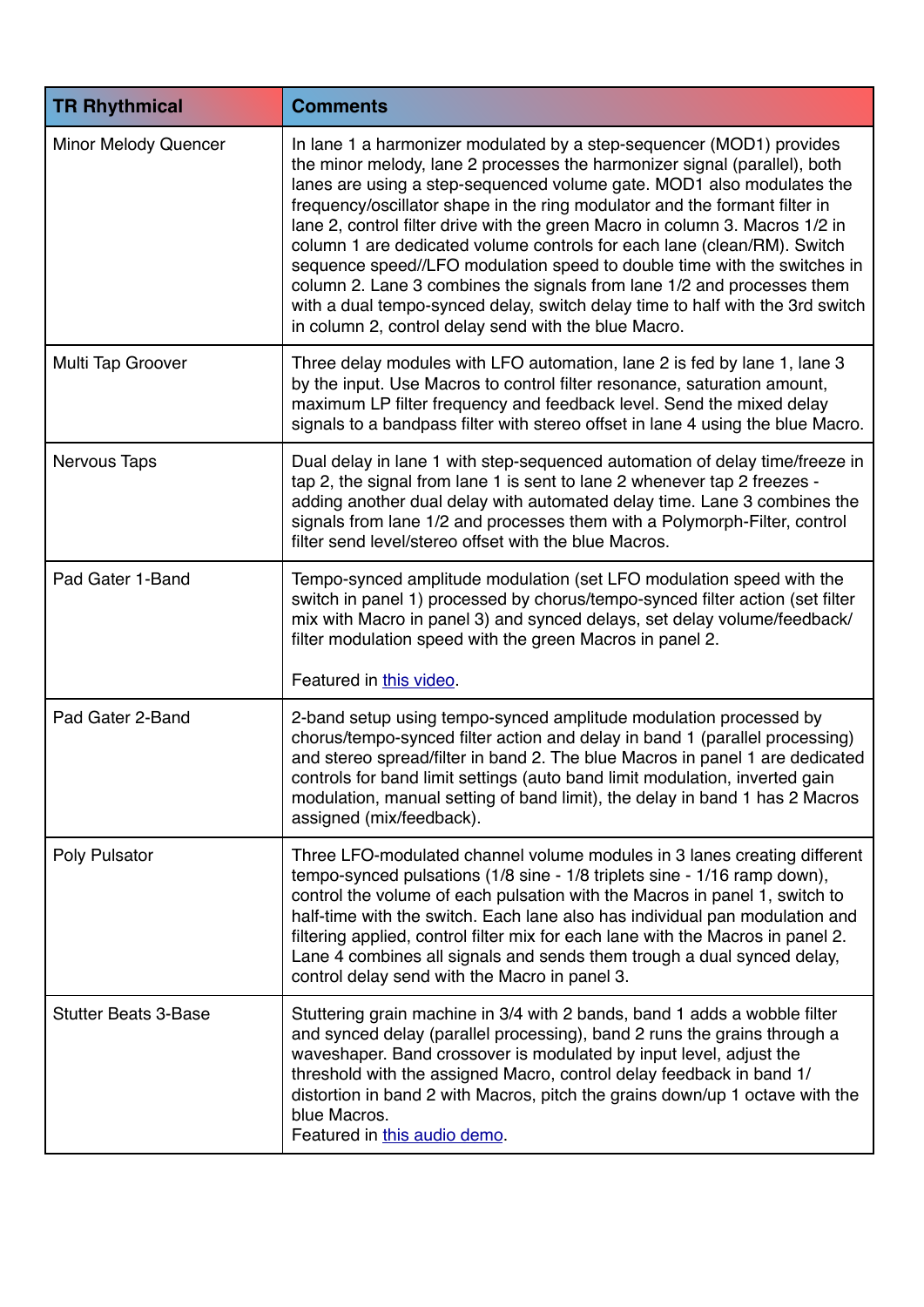| TR Rhythmical | Comments |
|---|---|
| Minor Melody Quencer | In lane 1 a harmonizer modulated by a step-sequencer (MOD1) provides the minor melody, lane 2 processes the harmonizer signal (parallel), both lanes are using a step-sequenced volume gate. MOD1 also modulates the frequency/oscillator shape in the ring modulator and the formant filter in lane 2, control filter drive with the green Macro in column 3. Macros 1/2 in column 1 are dedicated volume controls for each lane (clean/RM). Switch sequence speed//LFO modulation speed to double time with the switches in column 2. Lane 3 combines the signals from lane 1/2 and processes them with a dual tempo-synced delay, switch delay time to half with the 3rd switch in column 2, control delay send with the blue Macro. |
| Multi Tap Groover | Three delay modules with LFO automation, lane 2 is fed by lane 1, lane 3 by the input. Use Macros to control filter resonance, saturation amount, maximum LP filter frequency and feedback level. Send the mixed delay signals to a bandpass filter with stereo offset in lane 4 using the blue Macro. |
| Nervous Taps | Dual delay in lane 1 with step-sequenced automation of delay time/freeze in tap 2, the signal from lane 1 is sent to lane 2 whenever tap 2 freezes - adding another dual delay with automated delay time. Lane 3 combines the signals from lane 1/2 and processes them with a Polymorph-Filter, control filter send level/stereo offset with the blue Macros. |
| Pad Gater 1-Band | Tempo-synced amplitude modulation (set LFO modulation speed with the switch in panel 1) processed by chorus/tempo-synced filter action (set filter mix with Macro in panel 3) and synced delays, set delay volume/feedback/filter modulation speed with the green Macros in panel 2.<br><br>Featured in [this video](). |
| Pad Gater 2-Band | 2-band setup using tempo-synced amplitude modulation processed by chorus/tempo-synced filter action and delay in band 1 (parallel processing) and stereo spread/filter in band 2. The blue Macros in panel 1 are dedicated controls for band limit settings (auto band limit modulation, inverted gain modulation, manual setting of band limit), the delay in band 1 has 2 Macros assigned (mix/feedback). |
| Poly Pulsator | Three LFO-modulated channel volume modules in 3 lanes creating different tempo-synced pulsations (1/8 sine - 1/8 triplets sine - 1/16 ramp down), control the volume of each pulsation with the Macros in panel 1, switch to half-time with the switch. Each lane also has individual pan modulation and filtering applied, control filter mix for each lane with the Macros in panel 2. Lane 4 combines all signals and sends them trough a dual synced delay, control delay send with the Macro in panel 3. |
| Stutter Beats 3-Base | Stuttering grain machine in 3/4 with 2 bands, band 1 adds a wobble filter and synced delay (parallel processing), band 2 runs the grains through a waveshaper. Band crossover is modulated by input level, adjust the threshold with the assigned Macro, control delay feedback in band 1/distortion in band 2 with Macros, pitch the grains down/up 1 octave with the blue Macros.<br>Featured in [this audio demo](). |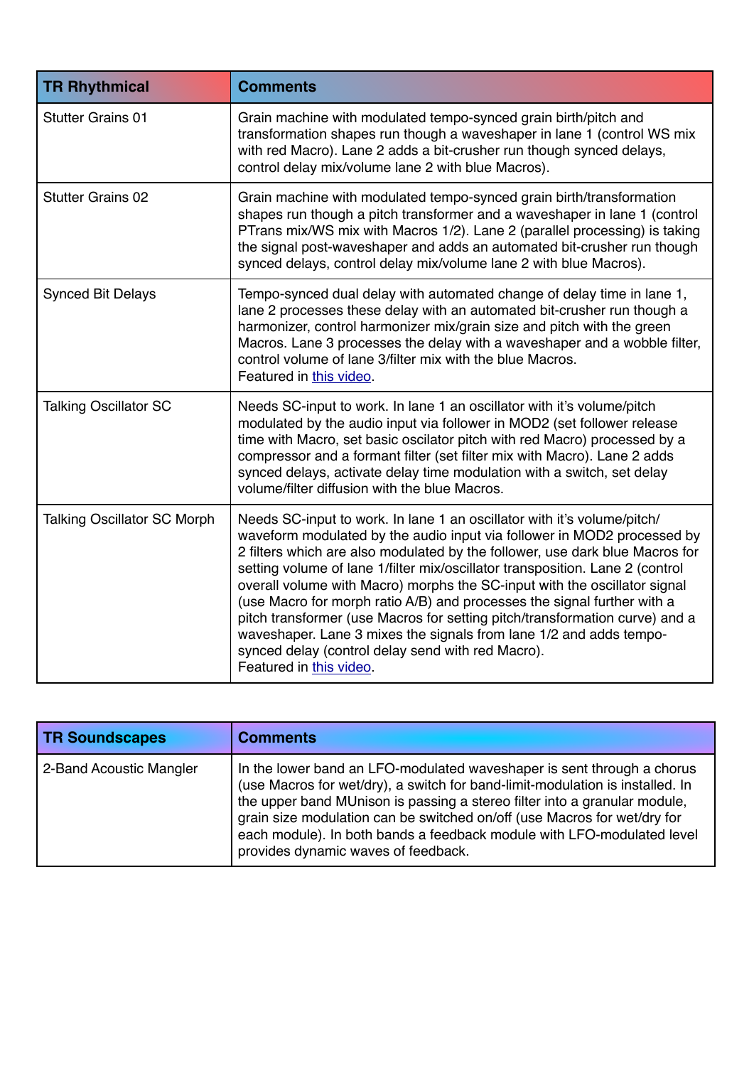| TR Rhythmical | Comments |
| --- | --- |
| Stutter Grains 01 | Grain machine with modulated tempo-synced grain birth/pitch and transformation shapes run though a waveshaper in lane 1 (control WS mix with red Macro). Lane 2 adds a bit-crusher run though synced delays, control delay mix/volume lane 2 with blue Macros). |
| Stutter Grains 02 | Grain machine with modulated tempo-synced grain birth/transformation shapes run though a pitch transformer and a waveshaper in lane 1 (control PTrans mix/WS mix with Macros 1/2). Lane 2 (parallel processing) is taking the signal post-waveshaper and adds an automated bit-crusher run though synced delays, control delay mix/volume lane 2 with blue Macros). |
| Synced Bit Delays | Tempo-synced dual delay with automated change of delay time in lane 1, lane 2 processes these delay with an automated bit-crusher run though a harmonizer, control harmonizer mix/grain size and pitch with the green Macros. Lane 3 processes the delay with a waveshaper and a wobble filter, control volume of lane 3/filter mix with the blue Macros. Featured in [this video](). |
| Talking Oscillator SC | Needs SC-input to work. In lane 1 an oscillator with it's volume/pitch modulated by the audio input via follower in MOD2 (set follower release time with Macro, set basic oscilator pitch with red Macro) processed by a compressor and a formant filter (set filter mix with Macro). Lane 2 adds synced delays, activate delay time modulation with a switch, set delay volume/filter diffusion with the blue Macros. |
| Talking Oscillator SC Morph | Needs SC-input to work. In lane 1 an oscillator with it's volume/pitch/ waveform modulated by the audio input via follower in MOD2 processed by 2 filters which are also modulated by the follower, use dark blue Macros for setting volume of lane 1/filter mix/oscillator transposition. Lane 2 (control overall volume with Macro) morphs the SC-input with the oscillator signal (use Macro for morph ratio A/B) and processes the signal further with a pitch transformer (use Macros for setting pitch/transformation curve) and a waveshaper. Lane 3 mixes the signals from lane 1/2 and adds tempo-synced delay (control delay send with red Macro). Featured in [this video](). |

| TR Soundscapes | Comments |
| --- | --- |
| 2-Band Acoustic Mangler | In the lower band an LFO-modulated waveshaper is sent through a chorus (use Macros for wet/dry), a switch for band-limit-modulation is installed. In the upper band MUnison is passing a stereo filter into a granular module, grain size modulation can be switched on/off (use Macros for wet/dry for each module). In both bands a feedback module with LFO-modulated level provides dynamic waves of feedback. |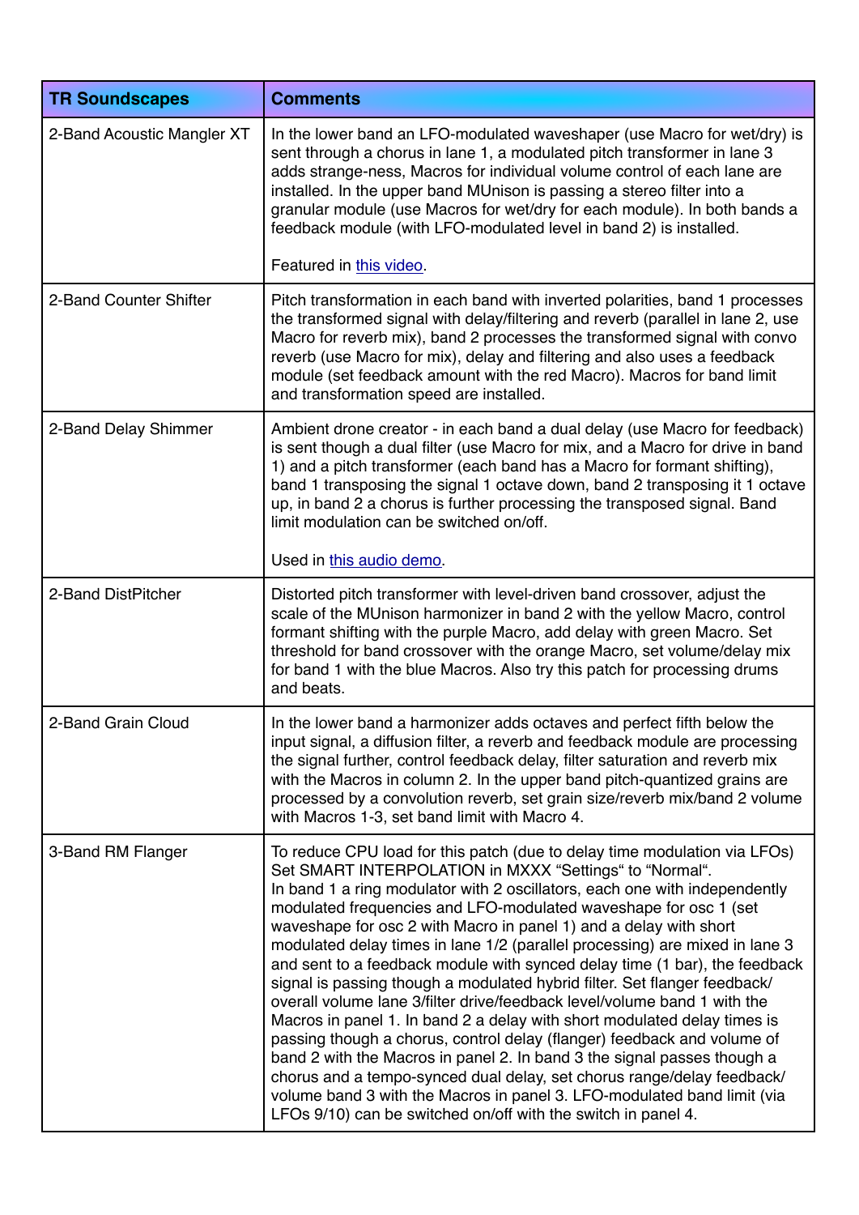| TR Soundscapes | Comments |
| --- | --- |
| 2-Band Acoustic Mangler XT | In the lower band an LFO-modulated waveshaper (use Macro for wet/dry) is sent through a chorus in lane 1, a modulated pitch transformer in lane 3 adds strange-ness, Macros for individual volume control of each lane are installed. In the upper band MUnison is passing a stereo filter into a granular module (use Macros for wet/dry for each module). In both bands a feedback module (with LFO-modulated level in band 2) is installed.<br><br>Featured in this video. |
| 2-Band Counter Shifter | Pitch transformation in each band with inverted polarities, band 1 processes the transformed signal with delay/filtering and reverb (parallel in lane 2, use Macro for reverb mix), band 2 processes the transformed signal with convo reverb (use Macro for mix), delay and filtering and also uses a feedback module (set feedback amount with the red Macro). Macros for band limit and transformation speed are installed. |
| 2-Band Delay Shimmer | Ambient drone creator - in each band a dual delay (use Macro for feedback) is sent though a dual filter (use Macro for mix, and a Macro for drive in band 1) and a pitch transformer (each band has a Macro for formant shifting), band 1 transposing the signal 1 octave down, band 2 transposing it 1 octave up, in band 2 a chorus is further processing the transposed signal. Band limit modulation can be switched on/off.<br><br>Used in this audio demo. |
| 2-Band DistPitcher | Distorted pitch transformer with level-driven band crossover, adjust the scale of the MUnison harmonizer in band 2 with the yellow Macro, control formant shifting with the purple Macro, add delay with green Macro. Set threshold for band crossover with the orange Macro, set volume/delay mix for band 1 with the blue Macros. Also try this patch for processing drums and beats. |
| 2-Band Grain Cloud | In the lower band a harmonizer adds octaves and perfect fifth below the input signal, a diffusion filter, a reverb and feedback module are processing the signal further, control feedback delay, filter saturation and reverb mix with the Macros in column 2. In the upper band pitch-quantized grains are processed by a convolution reverb, set grain size/reverb mix/band 2 volume with Macros 1-3, set band limit with Macro 4. |
| 3-Band RM Flanger | To reduce CPU load for this patch (due to delay time modulation via LFOs) Set SMART INTERPOLATION in MXXX "Settings" to "Normal".<br>In band 1 a ring modulator with 2 oscillators, each one with independently modulated frequencies and LFO-modulated waveshape for osc 1 (set waveshape for osc 2 with Macro in panel 1) and a delay with short modulated delay times in lane 1/2 (parallel processing) are mixed in lane 3 and sent to a feedback module with synced delay time (1 bar), the feedback signal is passing though a modulated hybrid filter. Set flanger feedback/ overall volume lane 3/filter drive/feedback level/volume band 1 with the Macros in panel 1. In band 2 a delay with short modulated delay times is passing though a chorus, control delay (flanger) feedback and volume of band 2 with the Macros in panel 2. In band 3 the signal passes though a chorus and a tempo-synced dual delay, set chorus range/delay feedback/ volume band 3 with the Macros in panel 3. LFO-modulated band limit (via LFOs 9/10) can be switched on/off with the switch in panel 4. |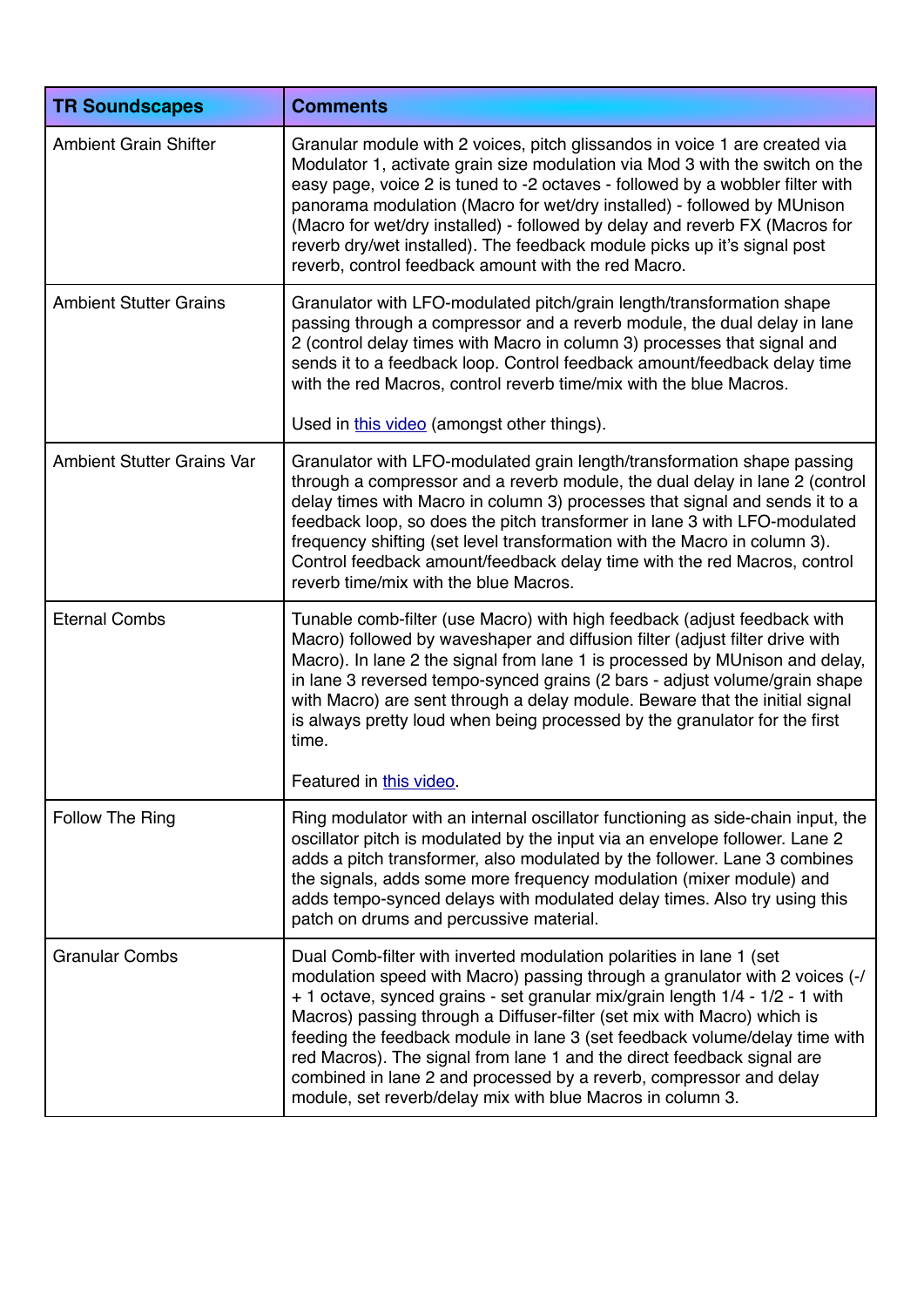| TR Soundscapes | Comments |
|---|---|
| Ambient Grain Shifter | Granular module with 2 voices, pitch glissandos in voice 1 are created via Modulator 1, activate grain size modulation via Mod 3 with the switch on the easy page, voice 2 is tuned to -2 octaves - followed by a wobbler filter with panorama modulation (Macro for wet/dry installed) - followed by MUnison (Macro for wet/dry installed) - followed by delay and reverb FX (Macros for reverb dry/wet installed). The feedback module picks up it's signal post reverb, control feedback amount with the red Macro. |
| Ambient Stutter Grains | Granulator with LFO-modulated pitch/grain length/transformation shape passing through a compressor and a reverb module, the dual delay in lane 2 (control delay times with Macro in column 3) processes that signal and sends it to a feedback loop. Control feedback amount/feedback delay time with the red Macros, control reverb time/mix with the blue Macros.<br><br>Used in [this video](#) (amongst other things). |
| Ambient Stutter Grains Var | Granulator with LFO-modulated grain length/transformation shape passing through a compressor and a reverb module, the dual delay in lane 2 (control delay times with Macro in column 3) processes that signal and sends it to a feedback loop, so does the pitch transformer in lane 3 with LFO-modulated frequency shifting (set level transformation with the Macro in column 3). Control feedback amount/feedback delay time with the red Macros, control reverb time/mix with the blue Macros. |
| Eternal Combs | Tunable comb-filter (use Macro) with high feedback (adjust feedback with Macro) followed by waveshaper and diffusion filter (adjust filter drive with Macro). In lane 2 the signal from lane 1 is processed by MUnison and delay, in lane 3 reversed tempo-synced grains (2 bars - adjust volume/grain shape with Macro) are sent through a delay module. Beware that the initial signal is always pretty loud when being processed by the granulator for the first time.<br><br>Featured in [this video](#). |
| Follow The Ring | Ring modulator with an internal oscillator functioning as side-chain input, the oscillator pitch is modulated by the input via an envelope follower. Lane 2 adds a pitch transformer, also modulated by the follower. Lane 3 combines the signals, adds some more frequency modulation (mixer module) and adds tempo-synced delays with modulated delay times. Also try using this patch on drums and percussive material. |
| Granular Combs | Dual Comb-filter with inverted modulation polarities in lane 1 (set modulation speed with Macro) passing through a granulator with 2 voices (-/+ 1 octave, synced grains - set granular mix/grain length 1/4 - 1/2 - 1 with Macros) passing through a Diffuser-filter (set mix with Macro) which is feeding the feedback module in lane 3 (set feedback volume/delay time with red Macros). The signal from lane 1 and the direct feedback signal are combined in lane 2 and processed by a reverb, compressor and delay module, set reverb/delay mix with blue Macros in column 3. |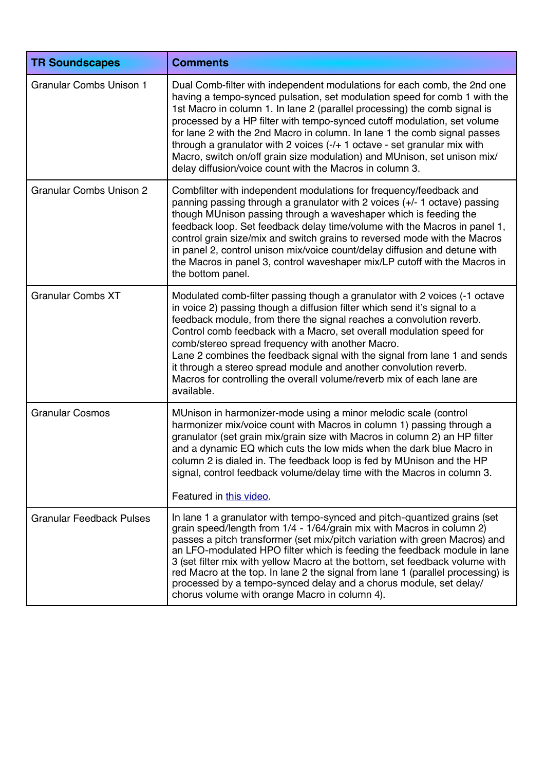| TR Soundscapes | Comments |
|---|---|
| Granular Combs Unison 1 | Dual Comb-filter with independent modulations for each comb, the 2nd one having a tempo-synced pulsation, set modulation speed for comb 1 with the 1st Macro in column 1. In lane 2 (parallel processing) the comb signal is processed by a HP filter with tempo-synced cutoff modulation, set volume for lane 2 with the 2nd Macro in column. In lane 1 the comb signal passes through a granulator with 2 voices (-/+ 1 octave - set granular mix with Macro, switch on/off grain size modulation) and MUnison, set unison mix/delay diffusion/voice count with the Macros in column 3. |
| Granular Combs Unison 2 | Combfilter with independent modulations for frequency/feedback and panning passing through a granulator with 2 voices (+/- 1 octave) passing though MUnison passing through a waveshaper which is feeding the feedback loop. Set feedback delay time/volume with the Macros in panel 1, control grain size/mix and switch grains to reversed mode with the Macros in panel 2, control unison mix/voice count/delay diffusion and detune with the Macros in panel 3, control waveshaper mix/LP cutoff with the Macros in the bottom panel. |
| Granular Combs XT | Modulated comb-filter passing though a granulator with 2 voices (-1 octave in voice 2) passing though a diffusion filter which send it's signal to a feedback module, from there the signal reaches a convolution reverb. Control comb feedback with a Macro, set overall modulation speed for comb/stereo spread frequency with another Macro.<br>Lane 2 combines the feedback signal with the signal from lane 1 and sends it through a stereo spread module and another convolution reverb.<br>Macros for controlling the overall volume/reverb mix of each lane are available. |
| Granular Cosmos | MUnison in harmonizer-mode using a minor melodic scale (control harmonizer mix/voice count with Macros in column 1) passing through a granulator (set grain mix/grain size with Macros in column 2) an HP filter and a dynamic EQ which cuts the low mids when the dark blue Macro in column 2 is dialed in. The feedback loop is fed by MUnison and the HP signal, control feedback volume/delay time with the Macros in column 3.<br><br>Featured in this video. |
| Granular Feedback Pulses | In lane 1 a granulator with tempo-synced and pitch-quantized grains (set grain speed/length from 1/4 - 1/64/grain mix with Macros in column 2) passes a pitch transformer (set mix/pitch variation with green Macros) and an LFO-modulated HPO filter which is feeding the feedback module in lane 3 (set filter mix with yellow Macro at the bottom, set feedback volume with red Macro at the top. In lane 2 the signal from lane 1 (parallel processing) is processed by a tempo-synced delay and a chorus module, set delay/chorus volume with orange Macro in column 4). |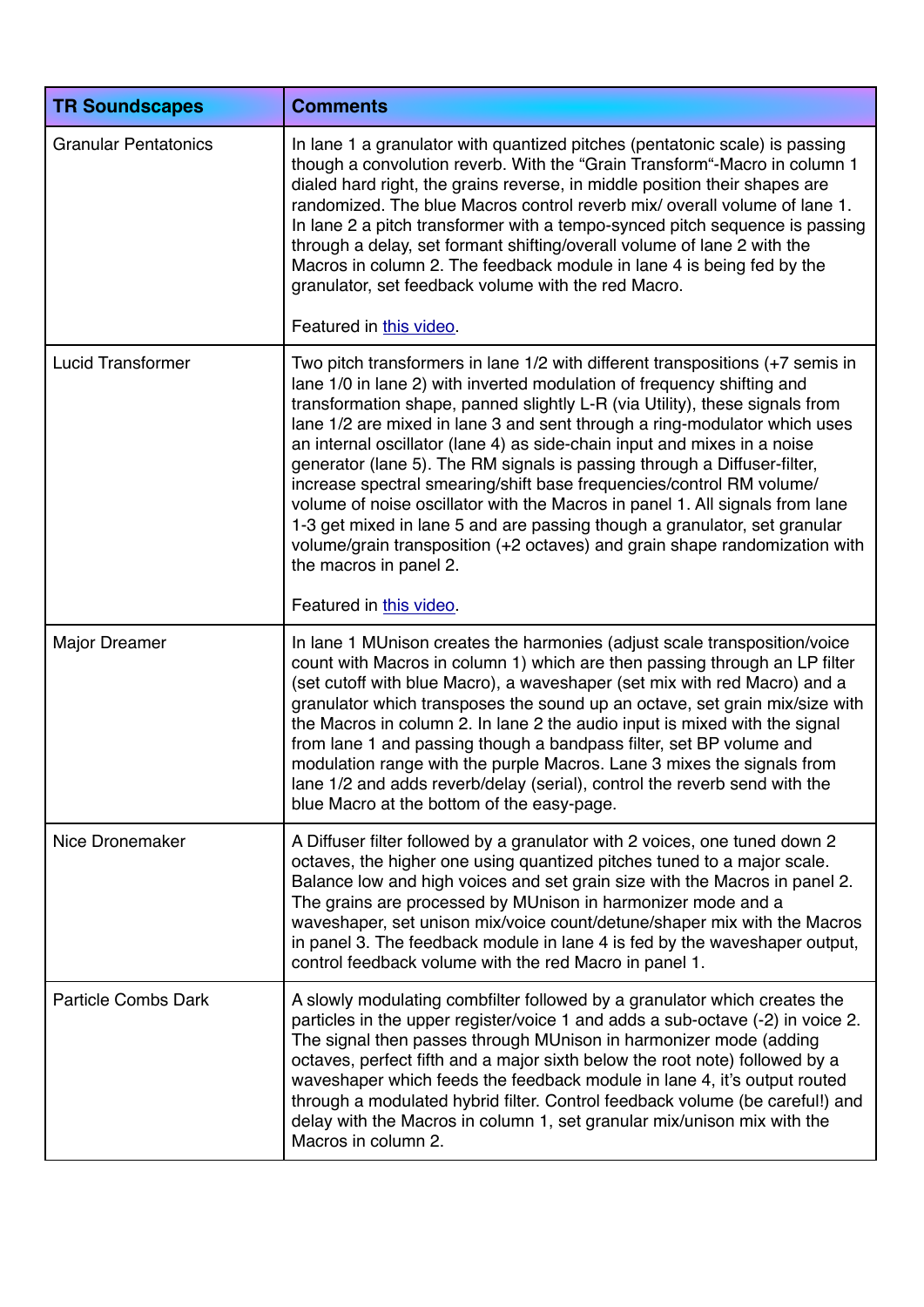| TR Soundscapes | Comments |
|---|---|
| Granular Pentatonics | In lane 1 a granulator with quantized pitches (pentatonic scale) is passing though a convolution reverb. With the “Grain Transform“-Macro in column 1 dialed hard right, the grains reverse, in middle position their shapes are randomized. The blue Macros control reverb mix/ overall volume of lane 1. In lane 2 a pitch transformer with a tempo-synced pitch sequence is passing through a delay, set formant shifting/overall volume of lane 2 with the Macros in column 2. The feedback module in lane 4 is being fed by the granulator, set feedback volume with the red Macro.<br><br>Featured in this video. |
| Lucid Transformer | Two pitch transformers in lane 1/2 with different transpositions (+7 semis in lane 1/0 in lane 2) with inverted modulation of frequency shifting and transformation shape, panned slightly L-R (via Utility), these signals from lane 1/2 are mixed in lane 3 and sent through a ring-modulator which uses an internal oscillator (lane 4) as side-chain input and mixes in a noise generator (lane 5). The RM signals is passing through a Diffuser-filter, increase spectral smearing/shift base frequencies/control RM volume/ volume of noise oscillator with the Macros in panel 1. All signals from lane 1-3 get mixed in lane 5 and are passing though a granulator, set granular volume/grain transposition (+2 octaves) and grain shape randomization with the macros in panel 2.<br><br>Featured in this video. |
| Major Dreamer | In lane 1 MUnison creates the harmonies (adjust scale transposition/voice count with Macros in column 1) which are then passing through an LP filter (set cutoff with blue Macro), a waveshaper (set mix with red Macro) and a granulator which transposes the sound up an octave, set grain mix/size with the Macros in column 2. In lane 2 the audio input is mixed with the signal from lane 1 and passing though a bandpass filter, set BP volume and modulation range with the purple Macros. Lane 3 mixes the signals from lane 1/2 and adds reverb/delay (serial), control the reverb send with the blue Macro at the bottom of the easy-page. |
| Nice Dronemaker | A Diffuser filter followed by a granulator with 2 voices, one tuned down 2 octaves, the higher one using quantized pitches tuned to a major scale. Balance low and high voices and set grain size with the Macros in panel 2. The grains are processed by MUnison in harmonizer mode and a waveshaper, set unison mix/voice count/detune/shaper mix with the Macros in panel 3. The feedback module in lane 4 is fed by the waveshaper output, control feedback volume with the red Macro in panel 1. |
| Particle Combs Dark | A slowly modulating combfilter followed by a granulator which creates the particles in the upper register/voice 1 and adds a sub-octave (-2) in voice 2. The signal then passes through MUnison in harmonizer mode (adding octaves, perfect fifth and a major sixth below the root note) followed by a waveshaper which feeds the feedback module in lane 4, it’s output routed through a modulated hybrid filter. Control feedback volume (be careful!) and delay with the Macros in column 1, set granular mix/unison mix with the Macros in column 2. |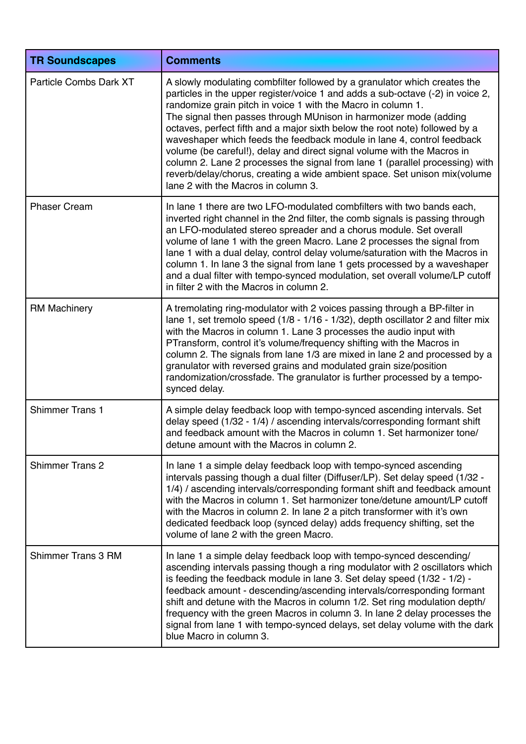| TR Soundscapes | Comments |
|---|---|
| Particle Combs Dark XT | A slowly modulating combfilter followed by a granulator which creates the particles in the upper register/voice 1 and adds a sub-octave (-2) in voice 2, randomize grain pitch in voice 1 with the Macro in column 1.<br>The signal then passes through MUnison in harmonizer mode (adding octaves, perfect fifth and a major sixth below the root note) followed by a waveshaper which feeds the feedback module in lane 4, control feedback volume (be careful!), delay and direct signal volume with the Macros in column 2. Lane 2 processes the signal from lane 1 (parallel processing) with reverb/delay/chorus, creating a wide ambient space. Set unison mix(volume lane 2 with the Macros in column 3. |
| Phaser Cream | In lane 1 there are two LFO-modulated combfilters with two bands each, inverted right channel in the 2nd filter, the comb signals is passing through an LFO-modulated stereo spreader and a chorus module. Set overall volume of lane 1 with the green Macro. Lane 2 processes the signal from lane 1 with a dual delay, control delay volume/saturation with the Macros in column 1. In lane 3 the signal from lane 1 gets processed by a waveshaper and a dual filter with tempo-synced modulation, set overall volume/LP cutoff in filter 2 with the Macros in column 2. |
| RM Machinery | A tremolating ring-modulator with 2 voices passing through a BP-filter in lane 1, set tremolo speed (1/8 - 1/16 - 1/32), depth oscillator 2 and filter mix with the Macros in column 1. Lane 3 processes the audio input with PTransform, control it's volume/frequency shifting with the Macros in column 2. The signals from lane 1/3 are mixed in lane 2 and processed by a granulator with reversed grains and modulated grain size/position randomization/crossfade. The granulator is further processed by a tempo-synced delay. |
| Shimmer Trans 1 | A simple delay feedback loop with tempo-synced ascending intervals. Set delay speed (1/32 - 1/4) / ascending intervals/corresponding formant shift and feedback amount with the Macros in column 1. Set harmonizer tone/ detune amount with the Macros in column 2. |
| Shimmer Trans 2 | In lane 1 a simple delay feedback loop with tempo-synced ascending intervals passing though a dual filter (Diffuser/LP). Set delay speed (1/32 - 1/4) / ascending intervals/corresponding formant shift and feedback amount with the Macros in column 1. Set harmonizer tone/detune amount/LP cutoff with the Macros in column 2. In lane 2 a pitch transformer with it's own dedicated feedback loop (synced delay) adds frequency shifting, set the volume of lane 2 with the green Macro. |
| Shimmer Trans 3 RM | In lane 1 a simple delay feedback loop with tempo-synced descending/ ascending intervals passing though a ring modulator with 2 oscillators which is feeding the feedback module in lane 3. Set delay speed (1/32 - 1/2) - feedback amount - descending/ascending intervals/corresponding formant shift and detune with the Macros in column 1/2. Set ring modulation depth/ frequency with the green Macros in column 3. In lane 2 delay processes the signal from lane 1 with tempo-synced delays, set delay volume with the dark blue Macro in column 3. |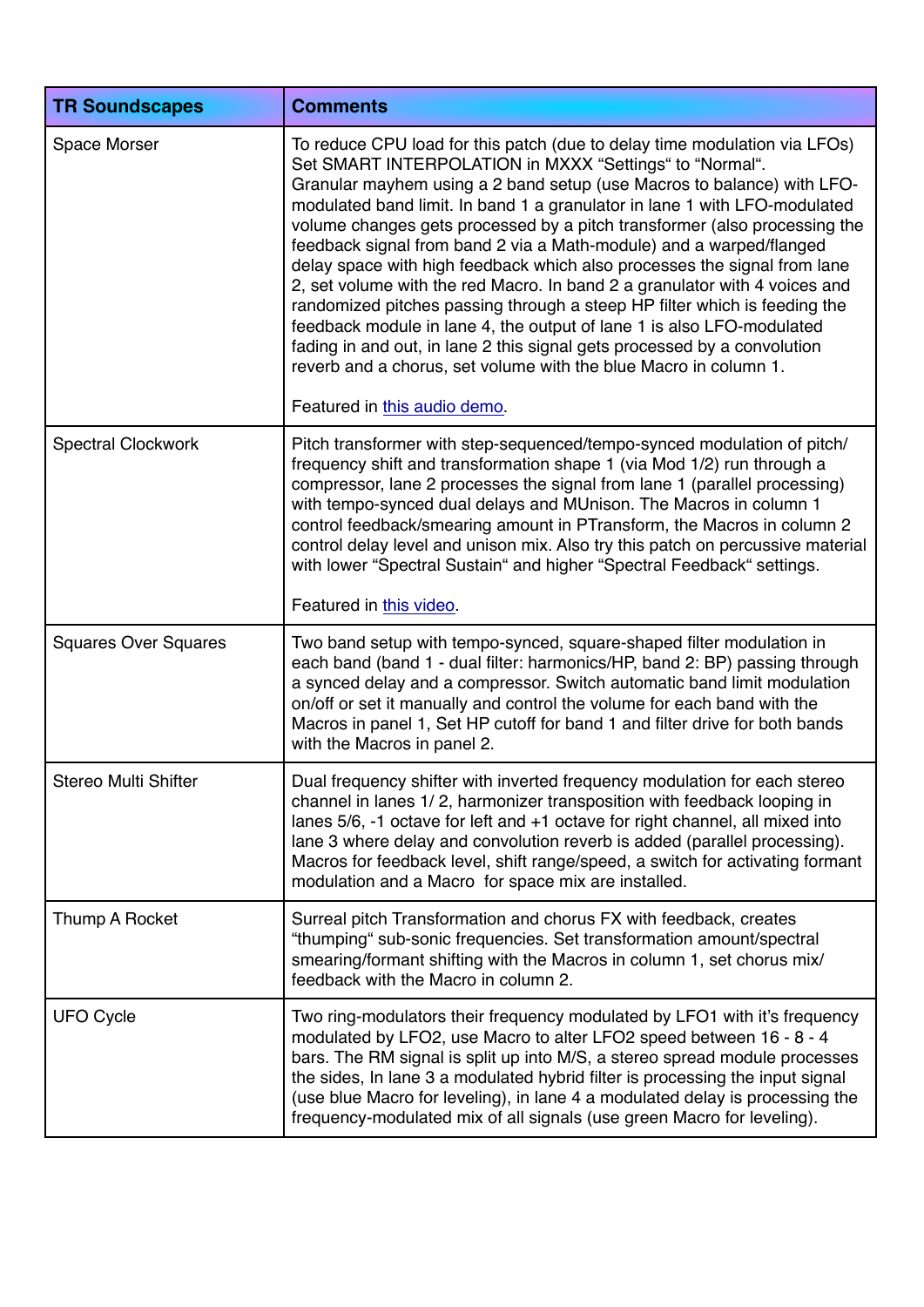| TR Soundscapes | Comments |
|---|---|
| Space Morser | To reduce CPU load for this patch (due to delay time modulation via LFOs) Set SMART INTERPOLATION in MXXX “Settings“ to “Normal“. Granular mayhem using a 2 band setup (use Macros to balance) with LFO-modulated band limit. In band 1 a granulator in lane 1 with LFO-modulated volume changes gets processed by a pitch transformer (also processing the feedback signal from band 2 via a Math-module) and a warped/flanged delay space with high feedback which also processes the signal from lane 2, set volume with the red Macro. In band 2 a granulator with 4 voices and randomized pitches passing through a steep HP filter which is feeding the feedback module in lane 4, the output of lane 1 is also LFO-modulated fading in and out, in lane 2 this signal gets processed by a convolution reverb and a chorus, set volume with the blue Macro in column 1.<br><br>Featured in [this audio demo](). |
| Spectral Clockwork | Pitch transformer with step-sequenced/tempo-synced modulation of pitch/ frequency shift and transformation shape 1 (via Mod 1/2) run through a compressor, lane 2 processes the signal from lane 1 (parallel processing) with tempo-synced dual delays and MUnison. The Macros in column 1 control feedback/smearing amount in PTransform, the Macros in column 2 control delay level and unison mix. Also try this patch on percussive material with lower “Spectral Sustain“ and higher “Spectral Feedback“ settings.<br><br>Featured in [this video](). |
| Squares Over Squares | Two band setup with tempo-synced, square-shaped filter modulation in each band (band 1 - dual filter: harmonics/HP, band 2: BP) passing through a synced delay and a compressor. Switch automatic band limit modulation on/off or set it manually and control the volume for each band with the Macros in panel 1, Set HP cutoff for band 1 and filter drive for both bands with the Macros in panel 2. |
| Stereo Multi Shifter | Dual frequency shifter with inverted frequency modulation for each stereo channel in lanes 1/ 2, harmonizer transposition with feedback looping in lanes 5/6, -1 octave for left and +1 octave for right channel, all mixed into lane 3 where delay and convolution reverb is added (parallel processing). Macros for feedback level, shift range/speed, a switch for activating formant modulation and a Macro for space mix are installed. |
| Thump A Rocket | Surreal pitch Transformation and chorus FX with feedback, creates “thumping“ sub-sonic frequencies. Set transformation amount/spectral smearing/formant shifting with the Macros in column 1, set chorus mix/ feedback with the Macro in column 2. |
| UFO Cycle | Two ring-modulators their frequency modulated by LFO1 with it’s frequency modulated by LFO2, use Macro to alter LFO2 speed between 16 - 8 - 4 bars. The RM signal is split up into M/S, a stereo spread module processes the sides, In lane 3 a modulated hybrid filter is processing the input signal (use blue Macro for leveling), in lane 4 a modulated delay is processing the frequency-modulated mix of all signals (use green Macro for leveling). |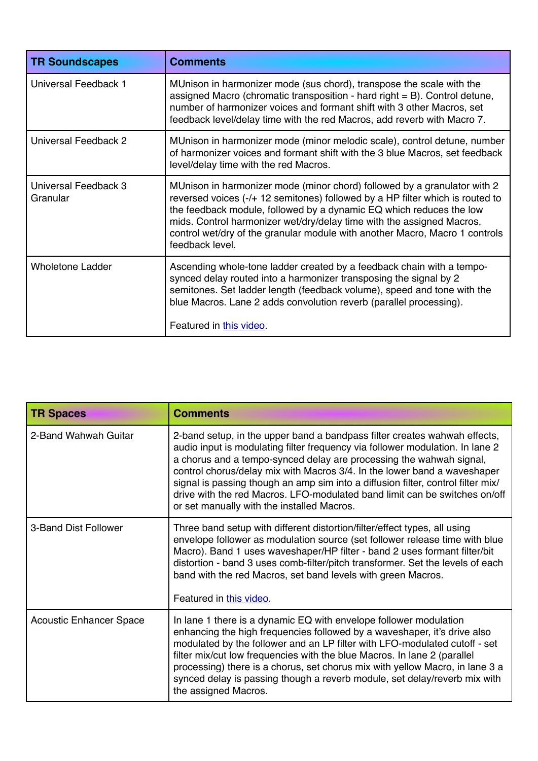| TR Soundscapes | Comments |
| --- | --- |
| Universal Feedback 1 | MUnison in harmonizer mode (sus chord), transpose the scale with the assigned Macro (chromatic transposition - hard right = B). Control detune, number of harmonizer voices and formant shift with 3 other Macros, set feedback level/delay time with the red Macros, add reverb with Macro 7. |
| Universal Feedback 2 | MUnison in harmonizer mode (minor melodic scale), control detune, number of harmonizer voices and formant shift with the 3 blue Macros, set feedback level/delay time with the red Macros. |
| Universal Feedback 3 Granular | MUnison in harmonizer mode (minor chord) followed by a granulator with 2 reversed voices (-/+ 12 semitones) followed by a HP filter which is routed to the feedback module, followed by a dynamic EQ which reduces the low mids. Control harmonizer wet/dry/delay time with the assigned Macros, control wet/dry of the granular module with another Macro, Macro 1 controls feedback level. |
| Wholetone Ladder | Ascending whole-tone ladder created by a feedback chain with a tempo-synced delay routed into a harmonizer transposing the signal by 2 semitones. Set ladder length (feedback volume), speed and tone with the blue Macros. Lane 2 adds convolution reverb (parallel processing).<br><br>Featured in this video. |

| TR Spaces | Comments |
| --- | --- |
| 2-Band Wahwah Guitar | 2-band setup, in the upper band a bandpass filter creates wahwah effects, audio input is modulating filter frequency via follower modulation. In lane 2 a chorus and a tempo-synced delay are processing the wahwah signal, control chorus/delay mix with Macros 3/4. In the lower band a waveshaper signal is passing though an amp sim into a diffusion filter, control filter mix/drive with the red Macros. LFO-modulated band limit can be switches on/off or set manually with the installed Macros. |
| 3-Band Dist Follower | Three band setup with different distortion/filter/effect types, all using envelope follower as modulation source (set follower release time with blue Macro). Band 1 uses waveshaper/HP filter - band 2 uses formant filter/bit distortion - band 3 uses comb-filter/pitch transformer. Set the levels of each band with the red Macros, set band levels with green Macros.<br><br>Featured in this video. |
| Acoustic Enhancer Space | In lane 1 there is a dynamic EQ with envelope follower modulation enhancing the high frequencies followed by a waveshaper, it's drive also modulated by the follower and an LP filter with LFO-modulated cutoff - set filter mix/cut low frequencies with the blue Macros. In lane 2 (parallel processing) there is a chorus, set chorus mix with yellow Macro, in lane 3 a synced delay is passing though a reverb module, set delay/reverb mix with the assigned Macros. |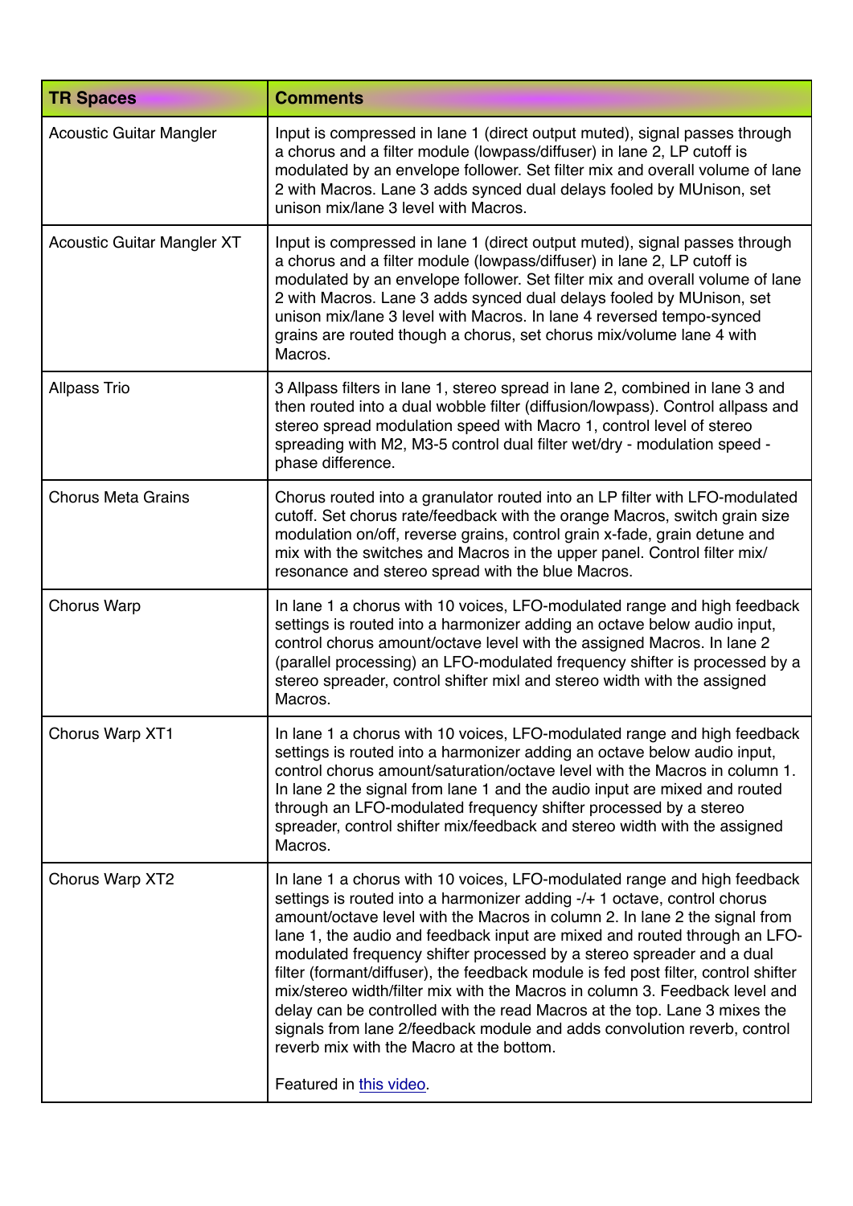| TR Spaces | Comments |
|---|---|
| Acoustic Guitar Mangler | Input is compressed in lane 1 (direct output muted), signal passes through a chorus and a filter module (lowpass/diffuser) in lane 2, LP cutoff is modulated by an envelope follower. Set filter mix and overall volume of lane 2 with Macros. Lane 3 adds synced dual delays fooled by MUnison, set unison mix/lane 3 level with Macros. |
| Acoustic Guitar Mangler XT | Input is compressed in lane 1 (direct output muted), signal passes through a chorus and a filter module (lowpass/diffuser) in lane 2, LP cutoff is modulated by an envelope follower. Set filter mix and overall volume of lane 2 with Macros. Lane 3 adds synced dual delays fooled by MUnison, set unison mix/lane 3 level with Macros. In lane 4 reversed tempo-synced grains are routed though a chorus, set chorus mix/volume lane 4 with Macros. |
| Allpass Trio | 3 Allpass filters in lane 1, stereo spread in lane 2, combined in lane 3 and then routed into a dual wobble filter (diffusion/lowpass). Control allpass and stereo spread modulation speed with Macro 1, control level of stereo spreading with M2, M3-5 control dual filter wet/dry - modulation speed - phase difference. |
| Chorus Meta Grains | Chorus routed into a granulator routed into an LP filter with LFO-modulated cutoff. Set chorus rate/feedback with the orange Macros, switch grain size modulation on/off, reverse grains, control grain x-fade, grain detune and mix with the switches and Macros in the upper panel. Control filter mix/resonance and stereo spread with the blue Macros. |
| Chorus Warp | In lane 1 a chorus with 10 voices, LFO-modulated range and high feedback settings is routed into a harmonizer adding an octave below audio input, control chorus amount/octave level with the assigned Macros. In lane 2 (parallel processing) an LFO-modulated frequency shifter is processed by a stereo spreader, control shifter mixl and stereo width with the assigned Macros. |
| Chorus Warp XT1 | In lane 1 a chorus with 10 voices, LFO-modulated range and high feedback settings is routed into a harmonizer adding an octave below audio input, control chorus amount/saturation/octave level with the Macros in column 1. In lane 2 the signal from lane 1 and the audio input are mixed and routed through an LFO-modulated frequency shifter processed by a stereo spreader, control shifter mix/feedback and stereo width with the assigned Macros. |
| Chorus Warp XT2 | In lane 1 a chorus with 10 voices, LFO-modulated range and high feedback settings is routed into a harmonizer adding -/+ 1 octave, control chorus amount/octave level with the Macros in column 2. In lane 2 the signal from lane 1, the audio and feedback input are mixed and routed through an LFO-modulated frequency shifter processed by a stereo spreader and a dual filter (formant/diffuser), the feedback module is fed post filter, control shifter mix/stereo width/filter mix with the Macros in column 3. Feedback level and delay can be controlled with the read Macros at the top. Lane 3 mixes the signals from lane 2/feedback module and adds convolution reverb, control reverb mix with the Macro at the bottom.<br><br>Featured in this video. |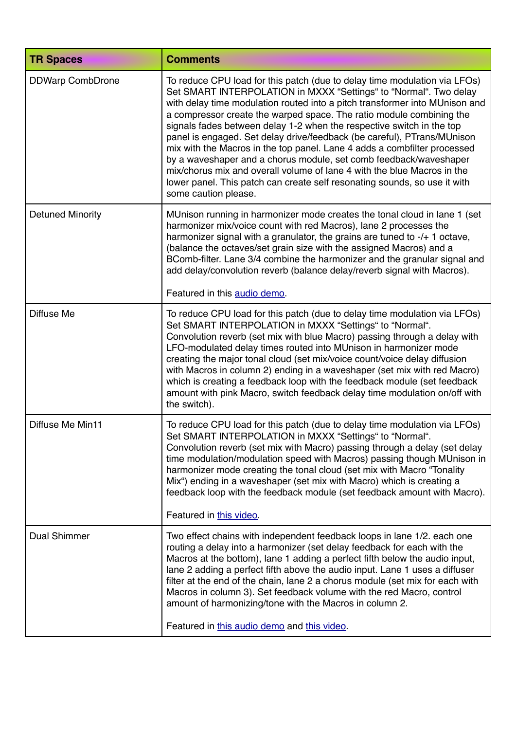| TR Spaces | Comments |
|---|---|
| DDWarp CombDrone | To reduce CPU load for this patch (due to delay time modulation via LFOs) Set SMART INTERPOLATION in MXXX "Settings" to "Normal". Two delay with delay time modulation routed into a pitch transformer into MUnison and a compressor create the warped space. The ratio module combining the signals fades between delay 1-2 when the respective switch in the top panel is engaged. Set delay drive/feedback (be careful), PTrans/MUnison mix with the Macros in the top panel. Lane 4 adds a combfilter processed by a waveshaper and a chorus module, set comb feedback/waveshaper mix/chorus mix and overall volume of lane 4 with the blue Macros in the lower panel. This patch can create self resonating sounds, so use it with some caution please. |
| Detuned Minority | MUnison running in harmonizer mode creates the tonal cloud in lane 1 (set harmonizer mix/voice count with red Macros), lane 2 processes the harmonizer signal with a granulator, the grains are tuned to -/+ 1 octave, (balance the octaves/set grain size with the assigned Macros) and a BComb-filter. Lane 3/4 combine the harmonizer and the granular signal and add delay/convolution reverb (balance delay/reverb signal with Macros).<br><br>Featured in this audio demo. |
| Diffuse Me | To reduce CPU load for this patch (due to delay time modulation via LFOs) Set SMART INTERPOLATION in MXXX "Settings" to "Normal". Convolution reverb (set mix with blue Macro) passing through a delay with LFO-modulated delay times routed into MUnison in harmonizer mode creating the major tonal cloud (set mix/voice count/voice delay diffusion with Macros in column 2) ending in a waveshaper (set mix with red Macro) which is creating a feedback loop with the feedback module (set feedback amount with pink Macro, switch feedback delay time modulation on/off with the switch). |
| Diffuse Me Min11 | To reduce CPU load for this patch (due to delay time modulation via LFOs) Set SMART INTERPOLATION in MXXX "Settings" to "Normal". Convolution reverb (set mix with Macro) passing through a delay (set delay time modulation/modulation speed with Macros) passing though MUnison in harmonizer mode creating the tonal cloud (set mix with Macro "Tonality Mix") ending in a waveshaper (set mix with Macro) which is creating a feedback loop with the feedback module (set feedback amount with Macro).<br><br>Featured in this video. |
| Dual Shimmer | Two effect chains with independent feedback loops in lane 1/2. each one routing a delay into a harmonizer (set delay feedback for each with the Macros at the bottom), lane 1 adding a perfect fifth below the audio input, lane 2 adding a perfect fifth above the audio input. Lane 1 uses a diffuser filter at the end of the chain, lane 2 a chorus module (set mix for each with Macros in column 3). Set feedback volume with the red Macro, control amount of harmonizing/tone with the Macros in column 2.<br><br>Featured in this audio demo and this video. |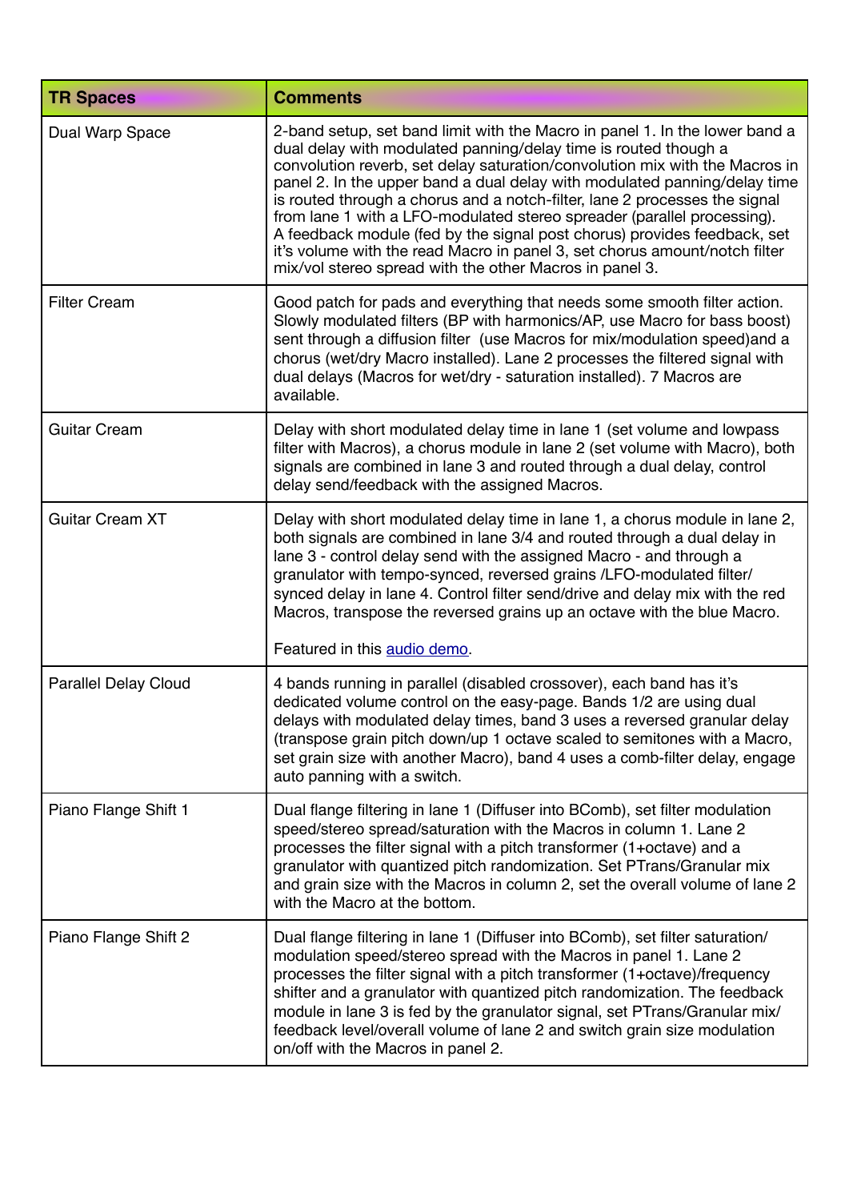| TR Spaces | Comments |
|---|---|
| Dual Warp Space | 2-band setup, set band limit with the Macro in panel 1. In the lower band a dual delay with modulated panning/delay time is routed though a convolution reverb, set delay saturation/convolution mix with the Macros in panel 2. In the upper band a dual delay with modulated panning/delay time is routed through a chorus and a notch-filter, lane 2 processes the signal from lane 1 with a LFO-modulated stereo spreader (parallel processing). A feedback module (fed by the signal post chorus) provides feedback, set it's volume with the read Macro in panel 3, set chorus amount/notch filter mix/vol stereo spread with the other Macros in panel 3. |
| Filter Cream | Good patch for pads and everything that needs some smooth filter action. Slowly modulated filters (BP with harmonics/AP, use Macro for bass boost) sent through a diffusion filter (use Macros for mix/modulation speed)and a chorus (wet/dry Macro installed). Lane 2 processes the filtered signal with dual delays (Macros for wet/dry - saturation installed). 7 Macros are available. |
| Guitar Cream | Delay with short modulated delay time in lane 1 (set volume and lowpass filter with Macros), a chorus module in lane 2 (set volume with Macro), both signals are combined in lane 3 and routed through a dual delay, control delay send/feedback with the assigned Macros. |
| Guitar Cream XT | Delay with short modulated delay time in lane 1, a chorus module in lane 2, both signals are combined in lane 3/4 and routed through a dual delay in lane 3 - control delay send with the assigned Macro - and through a granulator with tempo-synced, reversed grains /LFO-modulated filter/ synced delay in lane 4. Control filter send/drive and delay mix with the red Macros, transpose the reversed grains up an octave with the blue Macro.<br><br>Featured in this [audio demo](). |
| Parallel Delay Cloud | 4 bands running in parallel (disabled crossover), each band has it's dedicated volume control on the easy-page. Bands 1/2 are using dual delays with modulated delay times, band 3 uses a reversed granular delay (transpose grain pitch down/up 1 octave scaled to semitones with a Macro, set grain size with another Macro), band 4 uses a comb-filter delay, engage auto panning with a switch. |
| Piano Flange Shift 1 | Dual flange filtering in lane 1 (Diffuser into BComb), set filter modulation speed/stereo spread/saturation with the Macros in column 1. Lane 2 processes the filter signal with a pitch transformer (1+octave) and a granulator with quantized pitch randomization. Set PTrans/Granular mix and grain size with the Macros in column 2, set the overall volume of lane 2 with the Macro at the bottom. |
| Piano Flange Shift 2 | Dual flange filtering in lane 1 (Diffuser into BComb), set filter saturation/ modulation speed/stereo spread with the Macros in panel 1. Lane 2 processes the filter signal with a pitch transformer (1+octave)/frequency shifter and a granulator with quantized pitch randomization. The feedback module in lane 3 is fed by the granulator signal, set PTrans/Granular mix/ feedback level/overall volume of lane 2 and switch grain size modulation on/off with the Macros in panel 2. |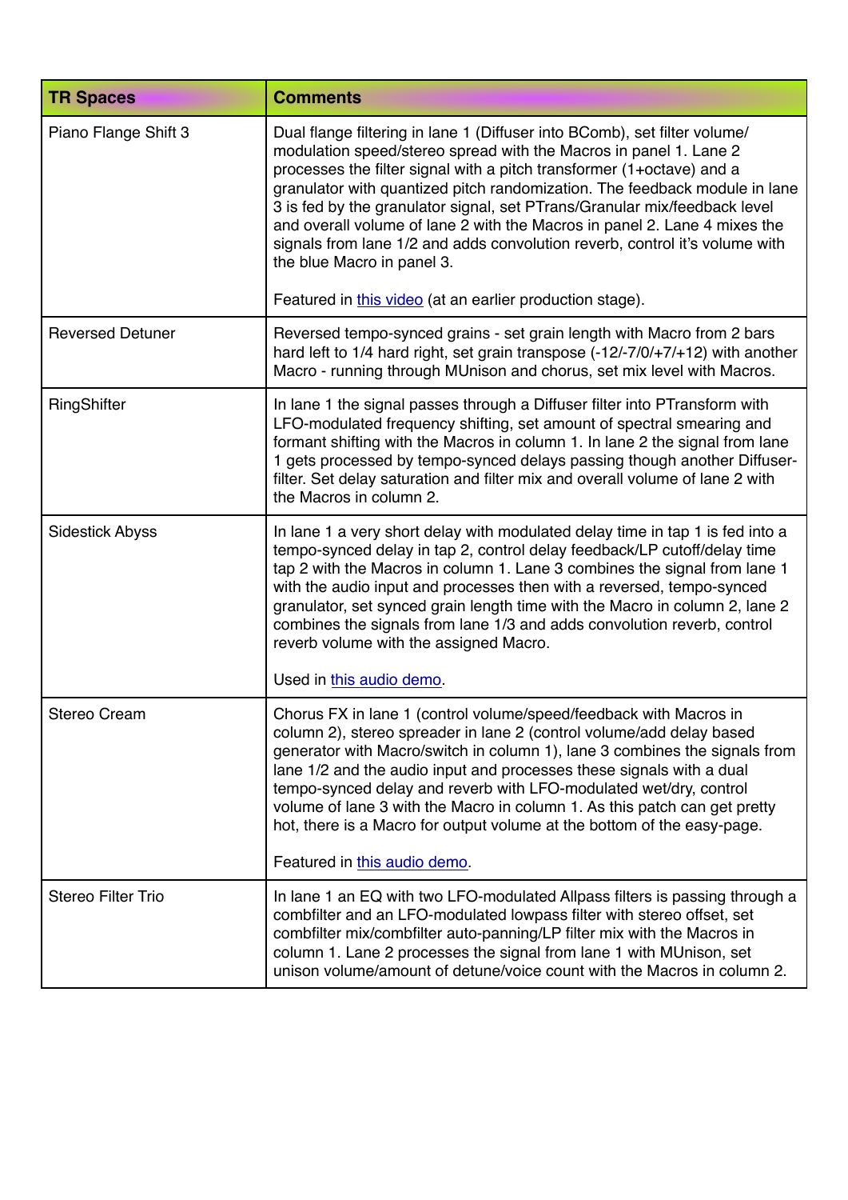| TR Spaces | Comments |
|---|---|
| Piano Flange Shift 3 | Dual flange filtering in lane 1 (Diffuser into BComb), set filter volume/ modulation speed/stereo spread with the Macros in panel 1. Lane 2 processes the filter signal with a pitch transformer (1+octave) and a granulator with quantized pitch randomization. The feedback module in lane 3 is fed by the granulator signal, set PTrans/Granular mix/feedback level and overall volume of lane 2 with the Macros in panel 2. Lane 4 mixes the signals from lane 1/2 and adds convolution reverb, control it's volume with the blue Macro in panel 3.<br><br>Featured in this video (at an earlier production stage). |
| Reversed Detuner | Reversed tempo-synced grains - set grain length with Macro from 2 bars hard left to 1/4 hard right, set grain transpose (-12/-7/0/+7/+12) with another Macro - running through MUnison and chorus, set mix level with Macros. |
| RingShifter | In lane 1 the signal passes through a Diffuser filter into PTransform with LFO-modulated frequency shifting, set amount of spectral smearing and formant shifting with the Macros in column 1. In lane 2 the signal from lane 1 gets processed by tempo-synced delays passing though another Diffuser-filter. Set delay saturation and filter mix and overall volume of lane 2 with the Macros in column 2. |
| Sidestick Abyss | In lane 1 a very short delay with modulated delay time in tap 1 is fed into a tempo-synced delay in tap 2, control delay feedback/LP cutoff/delay time tap 2 with the Macros in column 1. Lane 3 combines the signal from lane 1 with the audio input and processes then with a reversed, tempo-synced granulator, set synced grain length time with the Macro in column 2, lane 2 combines the signals from lane 1/3 and adds convolution reverb, control reverb volume with the assigned Macro.<br><br>Used in this audio demo. |
| Stereo Cream | Chorus FX in lane 1 (control volume/speed/feedback with Macros in column 2), stereo spreader in lane 2 (control volume/add delay based generator with Macro/switch in column 1), lane 3 combines the signals from lane 1/2 and the audio input and processes these signals with a dual tempo-synced delay and reverb with LFO-modulated wet/dry, control volume of lane 3 with the Macro in column 1. As this patch can get pretty hot, there is a Macro for output volume at the bottom of the easy-page.<br><br>Featured in this audio demo. |
| Stereo Filter Trio | In lane 1 an EQ with two LFO-modulated Allpass filters is passing through a combfilter and an LFO-modulated lowpass filter with stereo offset, set combfilter mix/combfilter auto-panning/LP filter mix with the Macros in column 1. Lane 2 processes the signal from lane 1 with MUnison, set unison volume/amount of detune/voice count with the Macros in column 2. |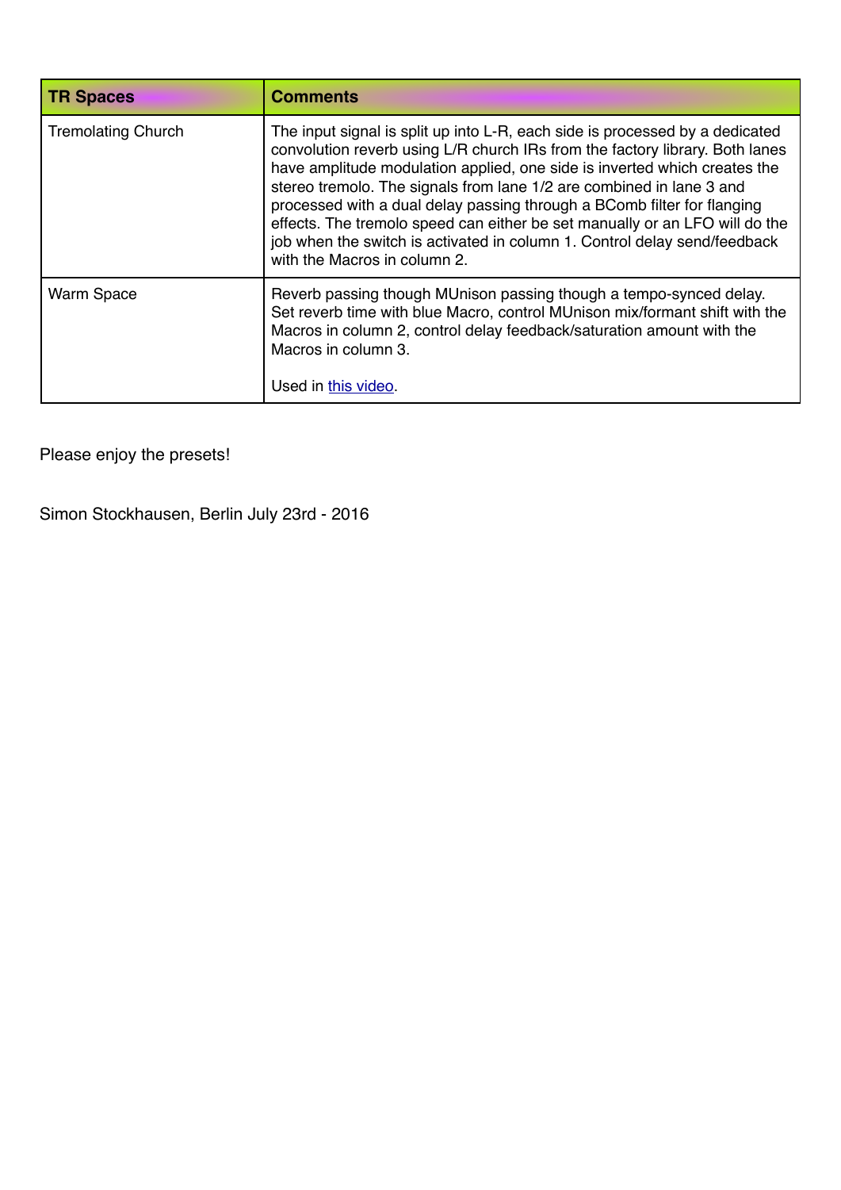| TR Spaces | Comments |
|---|---|
| Tremolating Church | The input signal is split up into L-R, each side is processed by a dedicated convolution reverb using L/R church IRs from the factory library. Both lanes have amplitude modulation applied, one side is inverted which creates the stereo tremolo. The signals from lane 1/2 are combined in lane 3 and processed with a dual delay passing through a BComb filter for flanging effects. The tremolo speed can either be set manually or an LFO will do the job when the switch is activated in column 1. Control delay send/feedback with the Macros in column 2. |
| Warm Space | Reverb passing though MUnison passing though a tempo-synced delay. Set reverb time with blue Macro, control MUnison mix/formant shift with the Macros in column 2, control delay feedback/saturation amount with the Macros in column 3.<br><br>Used in this video. |

Please enjoy the presets!

Simon Stockhausen, Berlin July 23rd - 2016